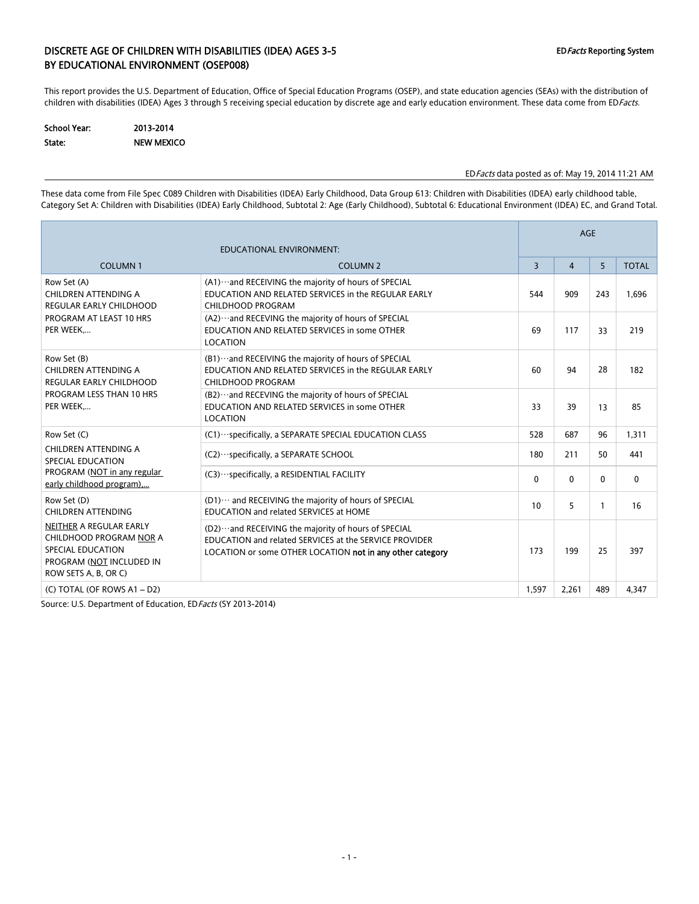# DISCRETE AGE OF CHILDREN WITH DISABILITIES (IDEA) AGES 3-5 BY EDUCATIONAL ENVIRONMENT (OSEP008)

**ED*Facts* Reporting System**

This report provides the U.S. Department of Education, Office of Special Education Programs (OSEP), and state education agencies (SEAs) with the distribution of children with disabilities (IDEA) Ages 3 through 5 receiving special education by discrete age and early education environment. These data come from ED*Facts*.

**School Year:** 2013-2014
**State:** NEW MEXICO

ED*Facts* data posted as of: May 19, 2014 11:21 AM

These data come from File Spec C089 Children with Disabilities (IDEA) Early Childhood, Data Group 613: Children with Disabilities (IDEA) early childhood table, Category Set A: Children with Disabilities (IDEA) Early Childhood, Subtotal 2: Age (Early Childhood), Subtotal 6: Educational Environment (IDEA) EC, and Grand Total.

| EDUCATIONAL ENVIRONMENT: | | AGE | | | |
|---|---|---|---|---|---|
| COLUMN 1 | COLUMN 2 | 3 | 4 | 5 | TOTAL |
| Row Set (A) CHILDREN ATTENDING A REGULAR EARLY CHILDHOOD PROGRAM AT LEAST 10 HRS PER WEEK,… | (A1)…and RECEIVING the majority of hours of SPECIAL EDUCATION AND RELATED SERVICES in the REGULAR EARLY CHILDHOOD PROGRAM | 544 | 909 | 243 | 1,696 |
| | (A2)…and RECEVING the majority of hours of SPECIAL EDUCATION AND RELATED SERVICES in some OTHER LOCATION | 69 | 117 | 33 | 219 |
| Row Set (B) CHILDREN ATTENDING A REGULAR EARLY CHILDHOOD PROGRAM LESS THAN 10 HRS PER WEEK,… | (B1)…and RECEIVING the majority of hours of SPECIAL EDUCATION AND RELATED SERVICES in the REGULAR EARLY CHILDHOOD PROGRAM | 60 | 94 | 28 | 182 |
| | (B2)…and RECEVING the majority of hours of SPECIAL EDUCATION AND RELATED SERVICES in some OTHER LOCATION | 33 | 39 | 13 | 85 |
| Row Set (C) CHILDREN ATTENDING A SPECIAL EDUCATION PROGRAM (NOT in any regular early childhood program),… | (C1)…specifically, a SEPARATE SPECIAL EDUCATION CLASS | 528 | 687 | 96 | 1,311 |
| | (C2)…specifically, a SEPARATE SCHOOL | 180 | 211 | 50 | 441 |
| | (C3)…specifically, a RESIDENTIAL FACILITY | 0 | 0 | 0 | 0 |
| Row Set (D) CHILDREN ATTENDING NEITHER A REGULAR EARLY CHILDHOOD PROGRAM NOR A SPECIAL EDUCATION PROGRAM (NOT INCLUDED IN ROW SETS A, B, OR C) | (D1)… and RECEIVING the majority of hours of SPECIAL EDUCATION and related SERVICES at HOME | 10 | 5 | 1 | 16 |
| | (D2)…and RECEIVING the majority of hours of SPECIAL EDUCATION and related SERVICES at the SERVICE PROVIDER LOCATION or some OTHER LOCATION **not in any other category** | 173 | 199 | 25 | 397 |
| (C) TOTAL (OF ROWS A1 – D2) | | 1,597 | 2,261 | 489 | 4,347 |

Source: U.S. Department of Education, ED*Facts* (SY 2013-2014)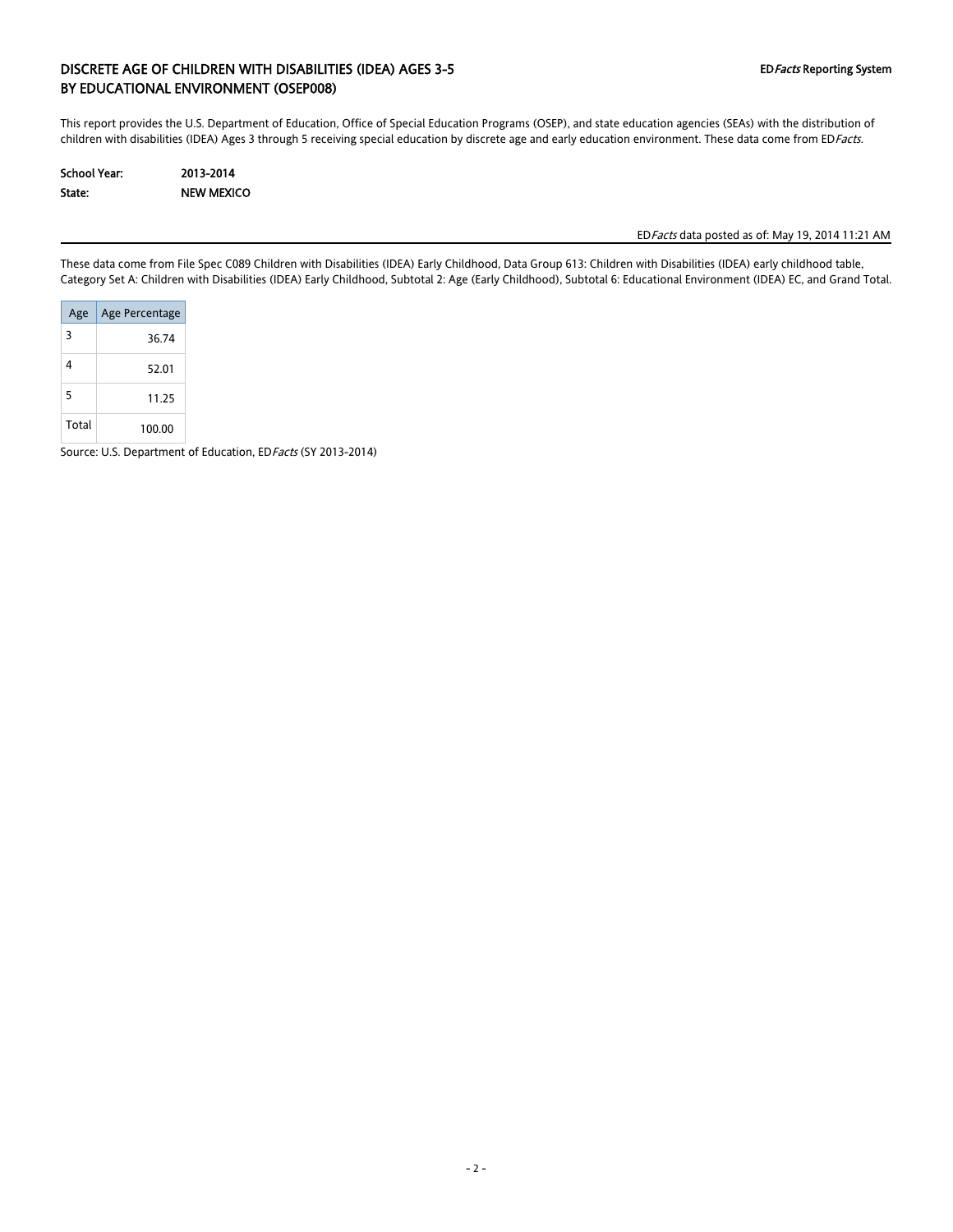# DISCRETE AGE OF CHILDREN WITH DISABILITIES (IDEA) AGES 3-5 BY EDUCATIONAL ENVIRONMENT (OSEP008)

ED*Facts* Reporting System

This report provides the U.S. Department of Education, Office of Special Education Programs (OSEP), and state education agencies (SEAs) with the distribution of children with disabilities (IDEA) Ages 3 through 5 receiving special education by discrete age and early education environment. These data come from ED*Facts*.

**School Year:** 2013-2014
**State:** NEW MEXICO

ED*Facts* data posted as of: May 19, 2014 11:21 AM

These data come from File Spec C089 Children with Disabilities (IDEA) Early Childhood, Data Group 613: Children with Disabilities (IDEA) early childhood table, Category Set A: Children with Disabilities (IDEA) Early Childhood, Subtotal 2: Age (Early Childhood), Subtotal 6: Educational Environment (IDEA) EC, and Grand Total.

| Age | Age Percentage |
|---|---|
| 3 | 36.74 |
| 4 | 52.01 |
| 5 | 11.25 |
| Total | 100.00 |

Source: U.S. Department of Education, ED*Facts* (SY 2013-2014)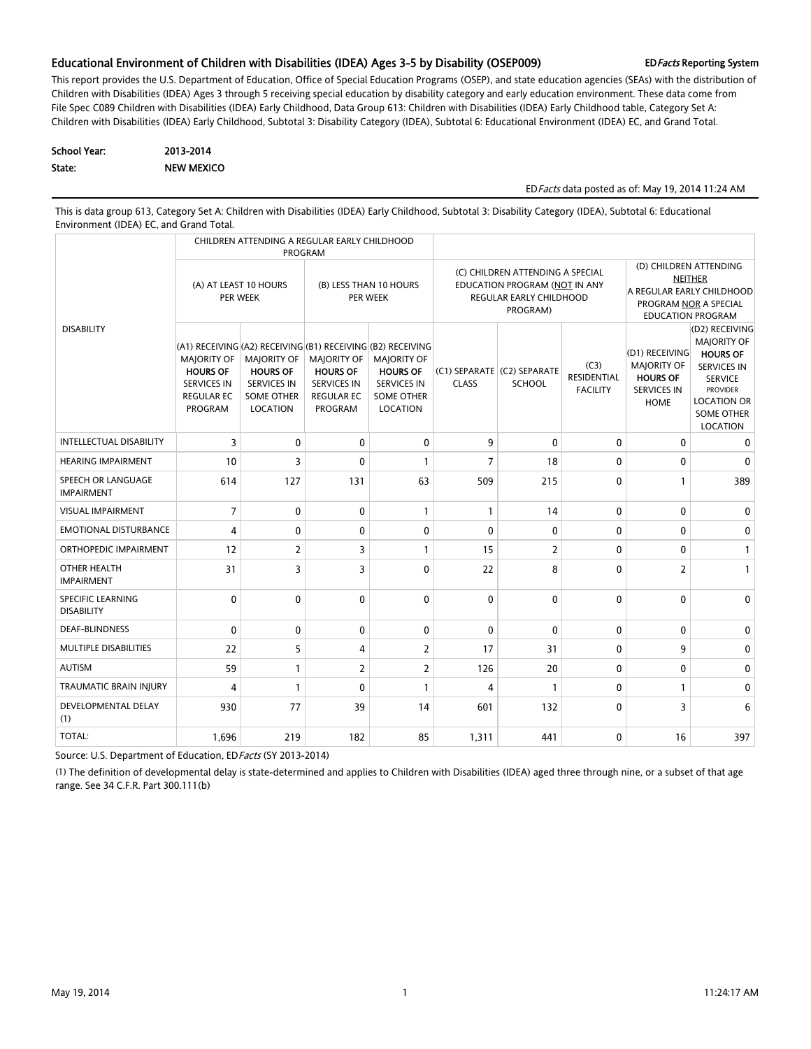## Educational Environment of Children with Disabilities (IDEA) Ages 3-5 by Disability (OSEP009)

ED*Facts* Reporting System

This report provides the U.S. Department of Education, Office of Special Education Programs (OSEP), and state education agencies (SEAs) with the distribution of Children with Disabilities (IDEA) Ages 3 through 5 receiving special education by disability category and early education environment. These data come from File Spec C089 Children with Disabilities (IDEA) Early Childhood, Data Group 613: Children with Disabilities (IDEA) Early Childhood table, Category Set A: Children with Disabilities (IDEA) Early Childhood, Subtotal 3: Disability Category (IDEA), Subtotal 6: Educational Environment (IDEA) EC, and Grand Total.

**School Year:** 2013-2014

**State:** NEW MEXICO

ED*Facts* data posted as of: May 19, 2014 11:24 AM

This is data group 613, Category Set A: Children with Disabilities (IDEA) Early Childhood, Subtotal 3: Disability Category (IDEA), Subtotal 6: Educational Environment (IDEA) EC, and Grand Total.

| DISABILITY | CHILDREN ATTENDING A REGULAR EARLY CHILDHOOD PROGRAM | | | | | | | | |
|---|---|---|---|---|---|---|---|---|---|
| | (A) AT LEAST 10 HOURS PER WEEK | | (B) LESS THAN 10 HOURS PER WEEK | | (C) CHILDREN ATTENDING A SPECIAL EDUCATION PROGRAM (NOT IN ANY REGULAR EARLY CHILDHOOD PROGRAM) | | | (D) CHILDREN ATTENDING NEITHER A REGULAR EARLY CHILDHOOD PROGRAM NOR A SPECIAL EDUCATION PROGRAM | |
| | (A1) RECEIVING MAJORITY OF **HOURS OF** SERVICES IN REGULAR EC PROGRAM | (A2) RECEIVING MAJORITY OF **HOURS OF** SERVICES IN SOME OTHER LOCATION | (B1) RECEIVING MAJORITY OF **HOURS OF** SERVICES IN REGULAR EC PROGRAM | (B2) RECEIVING MAJORITY OF **HOURS OF** SERVICES IN SOME OTHER LOCATION | (C1) SEPARATE CLASS | (C2) SEPARATE SCHOOL | (C3) RESIDENTIAL FACILITY | (D1) RECEIVING MAJORITY OF **HOURS OF** SERVICES IN HOME | (D2) RECEIVING MAJORITY OF **HOURS OF** SERVICES IN SERVICE PROVIDER LOCATION OR SOME OTHER LOCATION |
| INTELLECTUAL DISABILITY | 3 | 0 | 0 | 0 | 9 | 0 | 0 | 0 | 0 |
| HEARING IMPAIRMENT | 10 | 3 | 0 | 1 | 7 | 18 | 0 | 0 | 0 |
| SPEECH OR LANGUAGE IMPAIRMENT | 614 | 127 | 131 | 63 | 509 | 215 | 0 | 1 | 389 |
| VISUAL IMPAIRMENT | 7 | 0 | 0 | 1 | 1 | 14 | 0 | 0 | 0 |
| EMOTIONAL DISTURBANCE | 4 | 0 | 0 | 0 | 0 | 0 | 0 | 0 | 0 |
| ORTHOPEDIC IMPAIRMENT | 12 | 2 | 3 | 1 | 15 | 2 | 0 | 0 | 1 |
| OTHER HEALTH IMPAIRMENT | 31 | 3 | 3 | 0 | 22 | 8 | 0 | 2 | 1 |
| SPECIFIC LEARNING DISABILITY | 0 | 0 | 0 | 0 | 0 | 0 | 0 | 0 | 0 |
| DEAF-BLINDNESS | 0 | 0 | 0 | 0 | 0 | 0 | 0 | 0 | 0 |
| MULTIPLE DISABILITIES | 22 | 5 | 4 | 2 | 17 | 31 | 0 | 9 | 0 |
| AUTISM | 59 | 1 | 2 | 2 | 126 | 20 | 0 | 0 | 0 |
| TRAUMATIC BRAIN INJURY | 4 | 1 | 0 | 1 | 4 | 1 | 0 | 1 | 0 |
| DEVELOPMENTAL DELAY (1) | 930 | 77 | 39 | 14 | 601 | 132 | 0 | 3 | 6 |
| TOTAL: | 1,696 | 219 | 182 | 85 | 1,311 | 441 | 0 | 16 | 397 |

Source: U.S. Department of Education, ED*Facts* (SY 2013-2014)

(1) The definition of developmental delay is state-determined and applies to Children with Disabilities (IDEA) aged three through nine, or a subset of that age range. See 34 C.F.R. Part 300.111(b)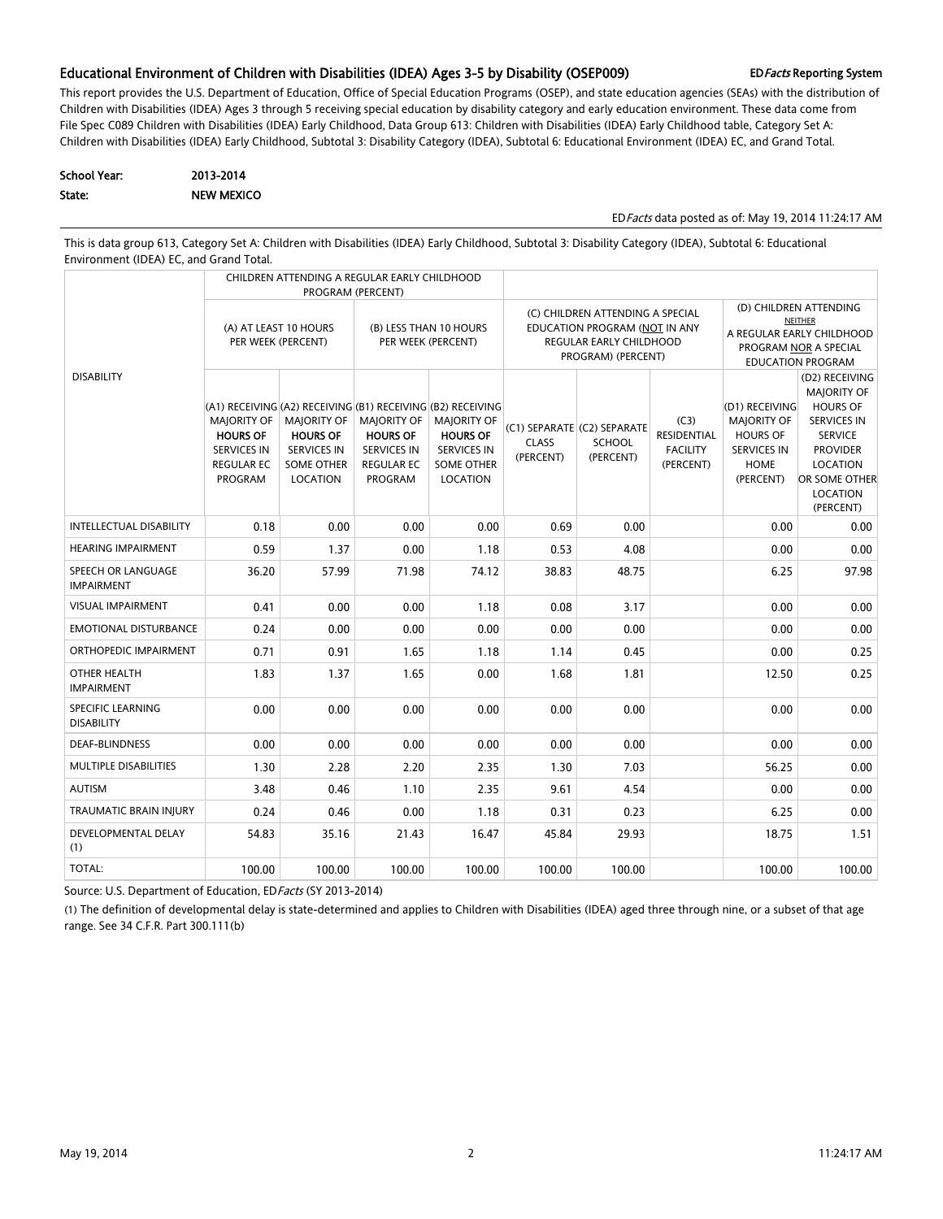## Educational Environment of Children with Disabilities (IDEA) Ages 3-5 by Disability (OSEP009)

ED*Facts* Reporting System

This report provides the U.S. Department of Education, Office of Special Education Programs (OSEP), and state education agencies (SEAs) with the distribution of Children with Disabilities (IDEA) Ages 3 through 5 receiving special education by disability category and early education environment. These data come from File Spec C089 Children with Disabilities (IDEA) Early Childhood, Data Group 613: Children with Disabilities (IDEA) Early Childhood table, Category Set A: Children with Disabilities (IDEA) Early Childhood, Subtotal 3: Disability Category (IDEA), Subtotal 6: Educational Environment (IDEA) EC, and Grand Total.

**School Year:** 2013-2014

**State:** NEW MEXICO

ED*Facts* data posted as of: May 19, 2014 11:24:17 AM

This is data group 613, Category Set A: Children with Disabilities (IDEA) Early Childhood, Subtotal 3: Disability Category (IDEA), Subtotal 6: Educational Environment (IDEA) EC, and Grand Total.

| DISABILITY | CHILDREN ATTENDING A REGULAR EARLY CHILDHOOD PROGRAM (PERCENT) | | | | | | | | |
|---|---|---|---|---|---|---|---|---|---|
| | (A) AT LEAST 10 HOURS PER WEEK (PERCENT) | | (B) LESS THAN 10 HOURS PER WEEK (PERCENT) | | (C) CHILDREN ATTENDING A SPECIAL EDUCATION PROGRAM (NOT IN ANY REGULAR EARLY CHILDHOOD PROGRAM) (PERCENT) | | | (D) CHILDREN ATTENDING NEITHER A REGULAR EARLY CHILDHOOD PROGRAM NOR A SPECIAL EDUCATION PROGRAM | |
| | (A1) RECEIVING MAJORITY OF **HOURS OF** SERVICES IN REGULAR EC PROGRAM | (A2) RECEIVING MAJORITY OF **HOURS OF** SERVICES IN SOME OTHER LOCATION | (B1) RECEIVING MAJORITY OF **HOURS OF** SERVICES IN REGULAR EC PROGRAM | (B2) RECEIVING MAJORITY OF **HOURS OF** SERVICES IN SOME OTHER LOCATION | (C1) SEPARATE CLASS (PERCENT) | (C2) SEPARATE SCHOOL (PERCENT) | (C3) RESIDENTIAL FACILITY (PERCENT) | (D1) RECEIVING MAJORITY OF HOURS OF SERVICES IN HOME (PERCENT) | (D2) RECEIVING MAJORITY OF HOURS OF SERVICES IN SERVICE PROVIDER LOCATION OR SOME OTHER LOCATION (PERCENT) |
| INTELLECTUAL DISABILITY | 0.18 | 0.00 | 0.00 | 0.00 | 0.69 | 0.00 | | 0.00 | 0.00 |
| HEARING IMPAIRMENT | 0.59 | 1.37 | 0.00 | 1.18 | 0.53 | 4.08 | | 0.00 | 0.00 |
| SPEECH OR LANGUAGE IMPAIRMENT | 36.20 | 57.99 | 71.98 | 74.12 | 38.83 | 48.75 | | 6.25 | 97.98 |
| VISUAL IMPAIRMENT | 0.41 | 0.00 | 0.00 | 1.18 | 0.08 | 3.17 | | 0.00 | 0.00 |
| EMOTIONAL DISTURBANCE | 0.24 | 0.00 | 0.00 | 0.00 | 0.00 | 0.00 | | 0.00 | 0.00 |
| ORTHOPEDIC IMPAIRMENT | 0.71 | 0.91 | 1.65 | 1.18 | 1.14 | 0.45 | | 0.00 | 0.25 |
| OTHER HEALTH IMPAIRMENT | 1.83 | 1.37 | 1.65 | 0.00 | 1.68 | 1.81 | | 12.50 | 0.25 |
| SPECIFIC LEARNING DISABILITY | 0.00 | 0.00 | 0.00 | 0.00 | 0.00 | 0.00 | | 0.00 | 0.00 |
| DEAF-BLINDNESS | 0.00 | 0.00 | 0.00 | 0.00 | 0.00 | 0.00 | | 0.00 | 0.00 |
| MULTIPLE DISABILITIES | 1.30 | 2.28 | 2.20 | 2.35 | 1.30 | 7.03 | | 56.25 | 0.00 |
| AUTISM | 3.48 | 0.46 | 1.10 | 2.35 | 9.61 | 4.54 | | 0.00 | 0.00 |
| TRAUMATIC BRAIN INJURY | 0.24 | 0.46 | 0.00 | 1.18 | 0.31 | 0.23 | | 6.25 | 0.00 |
| DEVELOPMENTAL DELAY (1) | 54.83 | 35.16 | 21.43 | 16.47 | 45.84 | 29.93 | | 18.75 | 1.51 |
| TOTAL: | 100.00 | 100.00 | 100.00 | 100.00 | 100.00 | 100.00 | | 100.00 | 100.00 |

Source: U.S. Department of Education, ED*Facts* (SY 2013-2014)

(1) The definition of developmental delay is state-determined and applies to Children with Disabilities (IDEA) aged three through nine, or a subset of that age range. See 34 C.F.R. Part 300.111(b)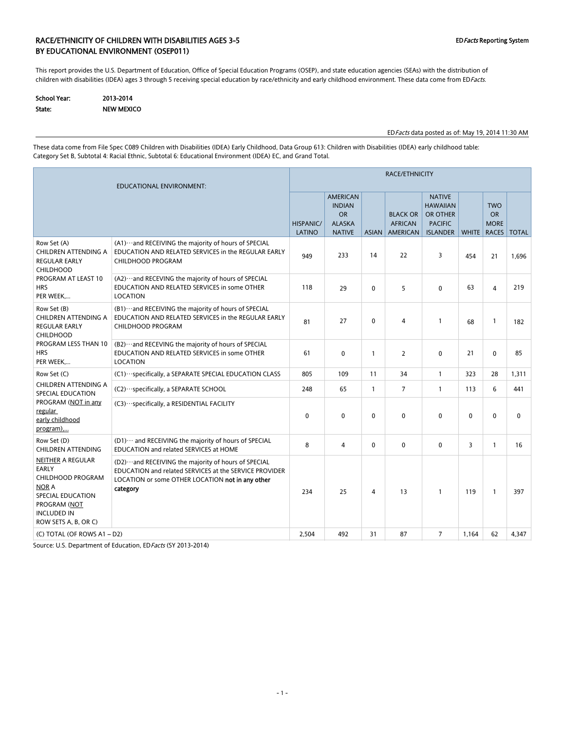# RACE/ETHNICITY OF CHILDREN WITH DISABILITIES AGES 3-5 BY EDUCATIONAL ENVIRONMENT (OSEP011)

ED*Facts* Reporting System

This report provides the U.S. Department of Education, Office of Special Education Programs (OSEP), and state education agencies (SEAs) with the distribution of children with disabilities (IDEA) ages 3 through 5 receiving special education by race/ethnicity and early childhood environment. These data come from ED*Facts*.

**School Year:** 2013-2014
**State:** NEW MEXICO

ED*Facts* data posted as of: May 19, 2014 11:30 AM

These data come from File Spec C089 Children with Disabilities (IDEA) Early Childhood, Data Group 613: Children with Disabilities (IDEA) early childhood table: Category Set B, Subtotal 4: Racial Ethnic, Subtotal 6: Educational Environment (IDEA) EC, and Grand Total.

| EDUCATIONAL ENVIRONMENT: | | RACE/ETHNICITY | | | | | | | |
|---|---|---|---|---|---|---|---|---|---|
| | | HISPANIC/ LATINO | AMERICAN INDIAN OR ALASKA NATIVE | ASIAN | BLACK OR AFRICAN AMERICAN | NATIVE HAWAIIAN OR OTHER PACIFIC ISLANDER | WHITE | TWO OR MORE RACES | TOTAL |
| Row Set (A) CHILDREN ATTENDING A REGULAR EARLY CHILDHOOD PROGRAM AT LEAST 10 HRS PER WEEK,... | (A1)···and RECEIVING the majority of hours of SPECIAL EDUCATION AND RELATED SERVICES in the REGULAR EARLY CHILDHOOD PROGRAM | 949 | 233 | 14 | 22 | 3 | 454 | 21 | 1,696 |
| | (A2)···and RECEVING the majority of hours of SPECIAL EDUCATION AND RELATED SERVICES in some OTHER LOCATION | 118 | 29 | 0 | 5 | 0 | 63 | 4 | 219 |
| Row Set (B) CHILDREN ATTENDING A REGULAR EARLY CHILDHOOD PROGRAM LESS THAN 10 HRS PER WEEK,... | (B1)···and RECEIVING the majority of hours of SPECIAL EDUCATION AND RELATED SERVICES in the REGULAR EARLY CHILDHOOD PROGRAM | 81 | 27 | 0 | 4 | 1 | 68 | 1 | 182 |
| | (B2)···and RECEVING the majority of hours of SPECIAL EDUCATION AND RELATED SERVICES in some OTHER LOCATION | 61 | 0 | 1 | 2 | 0 | 21 | 0 | 85 |
| Row Set (C) CHILDREN ATTENDING A SPECIAL EDUCATION PROGRAM (NOT in any regular early childhood program),... | (C1)···specifically, a SEPARATE SPECIAL EDUCATION CLASS | 805 | 109 | 11 | 34 | 1 | 323 | 28 | 1,311 |
| | (C2)···specifically, a SEPARATE SCHOOL | 248 | 65 | 1 | 7 | 1 | 113 | 6 | 441 |
| | (C3)···specifically, a RESIDENTIAL FACILITY | 0 | 0 | 0 | 0 | 0 | 0 | 0 | 0 |
| Row Set (D) CHILDREN ATTENDING NEITHER A REGULAR EARLY CHILDHOOD PROGRAM NOR A SPECIAL EDUCATION PROGRAM (NOT INCLUDED IN ROW SETS A, B, OR C) | (D1)··· and RECEIVING the majority of hours of SPECIAL EDUCATION and related SERVICES at HOME | 8 | 4 | 0 | 0 | 0 | 3 | 1 | 16 |
| | (D2)···and RECEIVING the majority of hours of SPECIAL EDUCATION and related SERVICES at the SERVICE PROVIDER LOCATION or some OTHER LOCATION **not in any other category** | 234 | 25 | 4 | 13 | 1 | 119 | 1 | 397 |
| (C) TOTAL (OF ROWS A1 – D2) | | 2,504 | 492 | 31 | 87 | 7 | 1,164 | 62 | 4,347 |

Source: U.S. Department of Education, ED*Facts* (SY 2013-2014)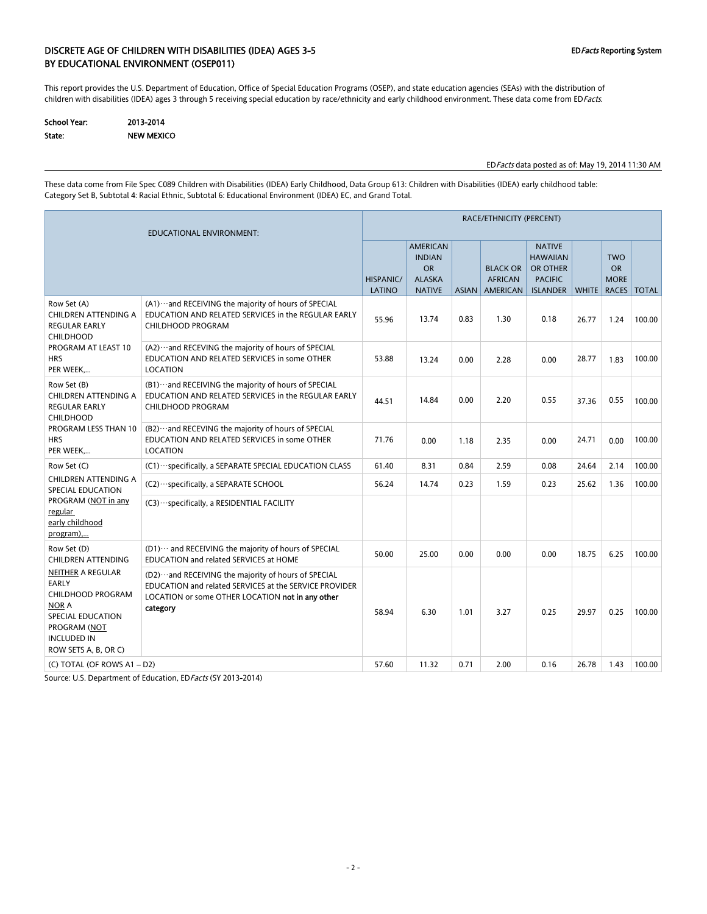## DISCRETE AGE OF CHILDREN WITH DISABILITIES (IDEA) AGES 3-5 BY EDUCATIONAL ENVIRONMENT (OSEP011)

ED*Facts* Reporting System

This report provides the U.S. Department of Education, Office of Special Education Programs (OSEP), and state education agencies (SEAs) with the distribution of children with disabilities (IDEA) ages 3 through 5 receiving special education by race/ethnicity and early childhood environment. These data come from ED*Facts*.

**School Year:** 2013-2014
**State:** NEW MEXICO

ED*Facts* data posted as of: May 19, 2014 11:30 AM

These data come from File Spec C089 Children with Disabilities (IDEA) Early Childhood, Data Group 613: Children with Disabilities (IDEA) early childhood table: Category Set B, Subtotal 4: Racial Ethnic, Subtotal 6: Educational Environment (IDEA) EC, and Grand Total.

| EDUCATIONAL ENVIRONMENT: | | RACE/ETHNICITY (PERCENT) | | | | | | | |
|---|---|---|---|---|---|---|---|---|---|
| | | HISPANIC/ LATINO | AMERICAN INDIAN OR ALASKA NATIVE | ASIAN | BLACK OR AFRICAN AMERICAN | NATIVE HAWAIIAN OR OTHER PACIFIC ISLANDER | WHITE | TWO OR MORE RACES | TOTAL |
| Row Set (A) CHILDREN ATTENDING A REGULAR EARLY CHILDHOOD PROGRAM AT LEAST 10 HRS PER WEEK,... | (A1)···and RECEIVING the majority of hours of SPECIAL EDUCATION AND RELATED SERVICES in the REGULAR EARLY CHILDHOOD PROGRAM | 55.96 | 13.74 | 0.83 | 1.30 | 0.18 | 26.77 | 1.24 | 100.00 |
| | (A2)···and RECEVING the majority of hours of SPECIAL EDUCATION AND RELATED SERVICES in some OTHER LOCATION | 53.88 | 13.24 | 0.00 | 2.28 | 0.00 | 28.77 | 1.83 | 100.00 |
| Row Set (B) CHILDREN ATTENDING A REGULAR EARLY CHILDHOOD PROGRAM LESS THAN 10 HRS PER WEEK,... | (B1)···and RECEIVING the majority of hours of SPECIAL EDUCATION AND RELATED SERVICES in the REGULAR EARLY CHILDHOOD PROGRAM | 44.51 | 14.84 | 0.00 | 2.20 | 0.55 | 37.36 | 0.55 | 100.00 |
| | (B2)···and RECEVING the majority of hours of SPECIAL EDUCATION AND RELATED SERVICES in some OTHER LOCATION | 71.76 | 0.00 | 1.18 | 2.35 | 0.00 | 24.71 | 0.00 | 100.00 |
| Row Set (C) CHILDREN ATTENDING A SPECIAL EDUCATION PROGRAM (NOT in any regular early childhood program),... | (C1)···specifically, a SEPARATE SPECIAL EDUCATION CLASS | 61.40 | 8.31 | 0.84 | 2.59 | 0.08 | 24.64 | 2.14 | 100.00 |
| | (C2)···specifically, a SEPARATE SCHOOL | 56.24 | 14.74 | 0.23 | 1.59 | 0.23 | 25.62 | 1.36 | 100.00 |
| | (C3)···specifically, a RESIDENTIAL FACILITY | | | | | | | | |
| Row Set (D) CHILDREN ATTENDING NEITHER A REGULAR EARLY CHILDHOOD PROGRAM NOR A SPECIAL EDUCATION PROGRAM (NOT INCLUDED IN ROW SETS A, B, OR C) | (D1)··· and RECEIVING the majority of hours of SPECIAL EDUCATION and related SERVICES at HOME | 50.00 | 25.00 | 0.00 | 0.00 | 0.00 | 18.75 | 6.25 | 100.00 |
| | (D2)···and RECEIVING the majority of hours of SPECIAL EDUCATION and related SERVICES at the SERVICE PROVIDER LOCATION or some OTHER LOCATION **not in any other category** | 58.94 | 6.30 | 1.01 | 3.27 | 0.25 | 29.97 | 0.25 | 100.00 |
| (C) TOTAL (OF ROWS A1 – D2) | | 57.60 | 11.32 | 0.71 | 2.00 | 0.16 | 26.78 | 1.43 | 100.00 |

Source: U.S. Department of Education, ED*Facts* (SY 2013-2014)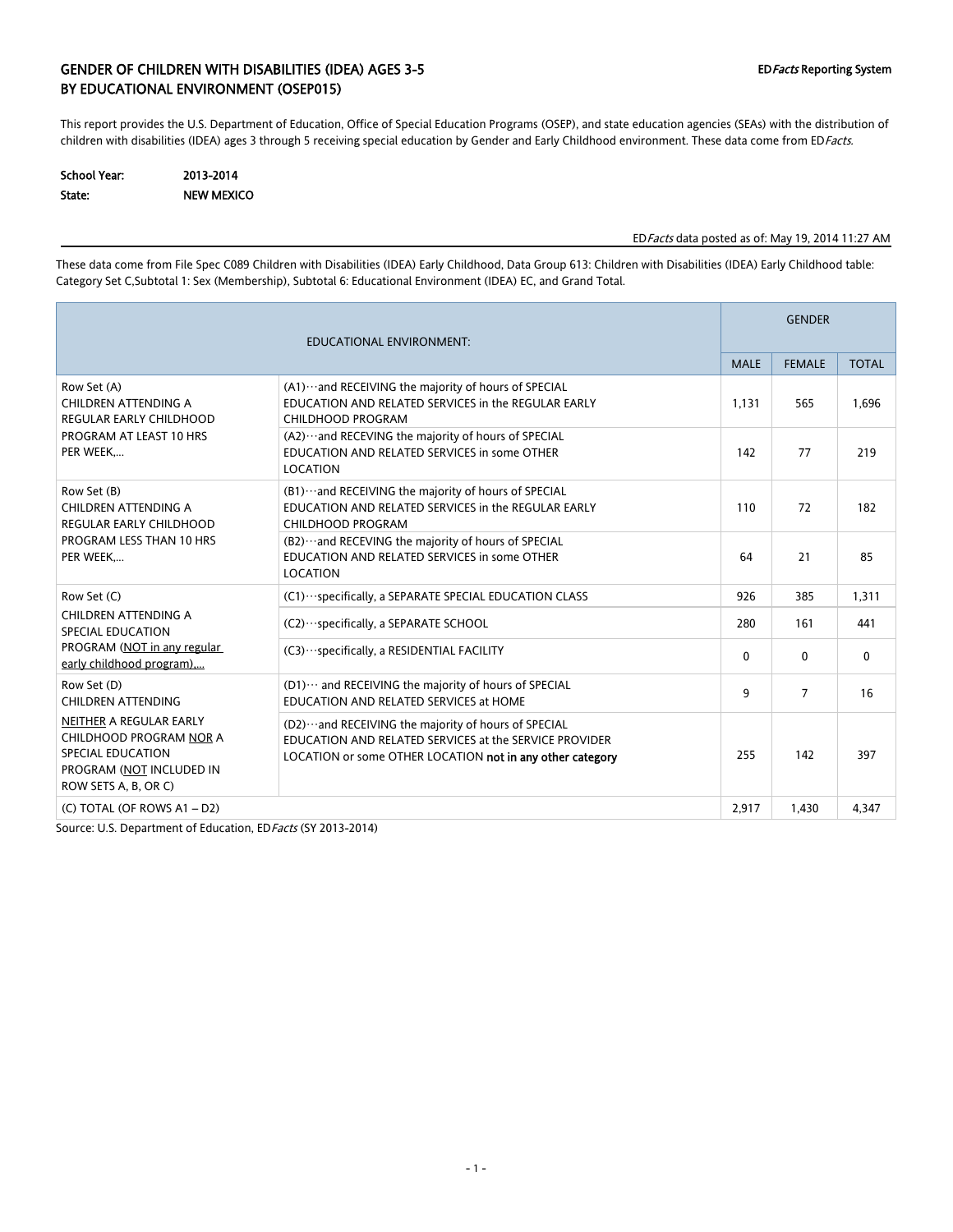## GENDER OF CHILDREN WITH DISABILITIES (IDEA) AGES 3-5 BY EDUCATIONAL ENVIRONMENT (OSEP015)

ED*Facts* Reporting System

This report provides the U.S. Department of Education, Office of Special Education Programs (OSEP), and state education agencies (SEAs) with the distribution of children with disabilities (IDEA) ages 3 through 5 receiving special education by Gender and Early Childhood environment. These data come from ED*Facts*.

**School Year:** 2013-2014
**State:** NEW MEXICO

ED*Facts* data posted as of: May 19, 2014 11:27 AM

These data come from File Spec C089 Children with Disabilities (IDEA) Early Childhood, Data Group 613: Children with Disabilities (IDEA) Early Childhood table: Category Set C,Subtotal 1: Sex (Membership), Subtotal 6: Educational Environment (IDEA) EC, and Grand Total.

| EDUCATIONAL ENVIRONMENT: | | GENDER | | |
|---|---|---|---|---|
| | | MALE | FEMALE | TOTAL |
| Row Set (A) CHILDREN ATTENDING A REGULAR EARLY CHILDHOOD PROGRAM AT LEAST 10 HRS PER WEEK,… | (A1)···and RECEIVING the majority of hours of SPECIAL EDUCATION AND RELATED SERVICES in the REGULAR EARLY CHILDHOOD PROGRAM | 1,131 | 565 | 1,696 |
| | (A2)···and RECEVING the majority of hours of SPECIAL EDUCATION AND RELATED SERVICES in some OTHER LOCATION | 142 | 77 | 219 |
| Row Set (B) CHILDREN ATTENDING A REGULAR EARLY CHILDHOOD PROGRAM LESS THAN 10 HRS PER WEEK,… | (B1)···and RECEIVING the majority of hours of SPECIAL EDUCATION AND RELATED SERVICES in the REGULAR EARLY CHILDHOOD PROGRAM | 110 | 72 | 182 |
| | (B2)···and RECEVING the majority of hours of SPECIAL EDUCATION AND RELATED SERVICES in some OTHER LOCATION | 64 | 21 | 85 |
| Row Set (C) CHILDREN ATTENDING A SPECIAL EDUCATION PROGRAM (NOT in any regular early childhood program),… | (C1)···specifically, a SEPARATE SPECIAL EDUCATION CLASS | 926 | 385 | 1,311 |
| | (C2)···specifically, a SEPARATE SCHOOL | 280 | 161 | 441 |
| | (C3)···specifically, a RESIDENTIAL FACILITY | 0 | 0 | 0 |
| Row Set (D) CHILDREN ATTENDING NEITHER A REGULAR EARLY CHILDHOOD PROGRAM NOR A SPECIAL EDUCATION PROGRAM (NOT INCLUDED IN ROW SETS A, B, OR C) | (D1)··· and RECEIVING the majority of hours of SPECIAL EDUCATION AND RELATED SERVICES at HOME | 9 | 7 | 16 |
| | (D2)···and RECEIVING the majority of hours of SPECIAL EDUCATION AND RELATED SERVICES at the SERVICE PROVIDER LOCATION or some OTHER LOCATION **not in any other category** | 255 | 142 | 397 |
| (C) TOTAL (OF ROWS A1 – D2) | | 2,917 | 1,430 | 4,347 |

Source: U.S. Department of Education, ED*Facts* (SY 2013-2014)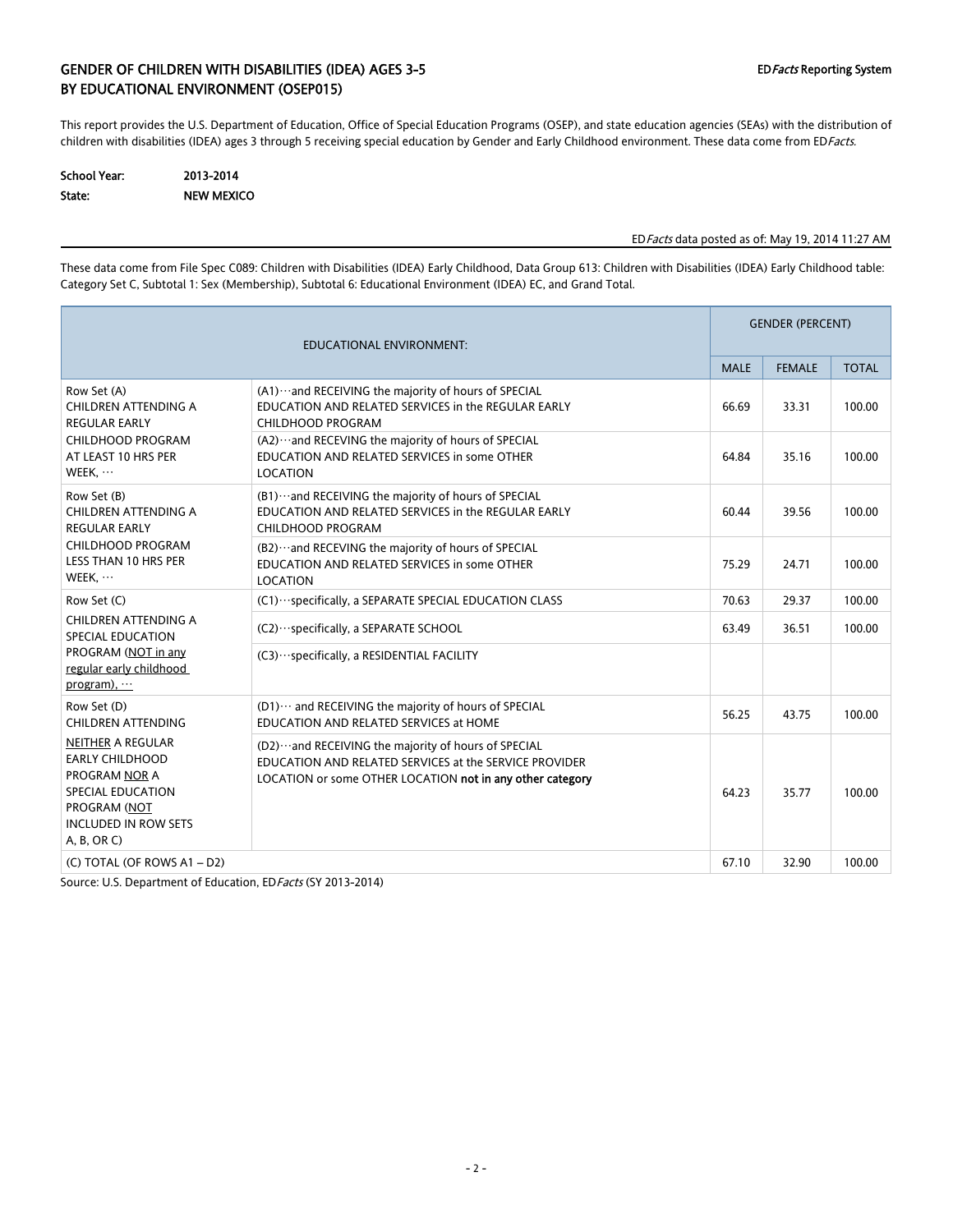## GENDER OF CHILDREN WITH DISABILITIES (IDEA) AGES 3-5 BY EDUCATIONAL ENVIRONMENT (OSEP015)

ED*Facts* Reporting System

This report provides the U.S. Department of Education, Office of Special Education Programs (OSEP), and state education agencies (SEAs) with the distribution of children with disabilities (IDEA) ages 3 through 5 receiving special education by Gender and Early Childhood environment. These data come from ED*Facts*.

**School Year:** 2013-2014
**State:** NEW MEXICO

ED*Facts* data posted as of: May 19, 2014 11:27 AM

These data come from File Spec C089: Children with Disabilities (IDEA) Early Childhood, Data Group 613: Children with Disabilities (IDEA) Early Childhood table: Category Set C, Subtotal 1: Sex (Membership), Subtotal 6: Educational Environment (IDEA) EC, and Grand Total.

| EDUCATIONAL ENVIRONMENT: | | GENDER (PERCENT) | | |
|---|---|---|---|---|
| | | MALE | FEMALE | TOTAL |
| Row Set (A) CHILDREN ATTENDING A REGULAR EARLY CHILDHOOD PROGRAM AT LEAST 10 HRS PER WEEK, ··· | (A1)···and RECEIVING the majority of hours of SPECIAL EDUCATION AND RELATED SERVICES in the REGULAR EARLY CHILDHOOD PROGRAM | 66.69 | 33.31 | 100.00 |
| | (A2)···and RECEVING the majority of hours of SPECIAL EDUCATION AND RELATED SERVICES in some OTHER LOCATION | 64.84 | 35.16 | 100.00 |
| Row Set (B) CHILDREN ATTENDING A REGULAR EARLY CHILDHOOD PROGRAM LESS THAN 10 HRS PER WEEK, ··· | (B1)···and RECEIVING the majority of hours of SPECIAL EDUCATION AND RELATED SERVICES in the REGULAR EARLY CHILDHOOD PROGRAM | 60.44 | 39.56 | 100.00 |
| | (B2)···and RECEVING the majority of hours of SPECIAL EDUCATION AND RELATED SERVICES in some OTHER LOCATION | 75.29 | 24.71 | 100.00 |
| Row Set (C) CHILDREN ATTENDING A SPECIAL EDUCATION PROGRAM (NOT in any regular early childhood program), ··· | (C1)···specifically, a SEPARATE SPECIAL EDUCATION CLASS | 70.63 | 29.37 | 100.00 |
| | (C2)···specifically, a SEPARATE SCHOOL | 63.49 | 36.51 | 100.00 |
| | (C3)···specifically, a RESIDENTIAL FACILITY | | | |
| Row Set (D) CHILDREN ATTENDING NEITHER A REGULAR EARLY CHILDHOOD PROGRAM NOR A SPECIAL EDUCATION PROGRAM (NOT INCLUDED IN ROW SETS A, B, OR C) | (D1)··· and RECEIVING the majority of hours of SPECIAL EDUCATION AND RELATED SERVICES at HOME | 56.25 | 43.75 | 100.00 |
| | (D2)···and RECEIVING the majority of hours of SPECIAL EDUCATION AND RELATED SERVICES at the SERVICE PROVIDER LOCATION or some OTHER LOCATION **not in any other category** | 64.23 | 35.77 | 100.00 |
| (C) TOTAL (OF ROWS A1 – D2) | | 67.10 | 32.90 | 100.00 |

Source: U.S. Department of Education, ED*Facts* (SY 2013-2014)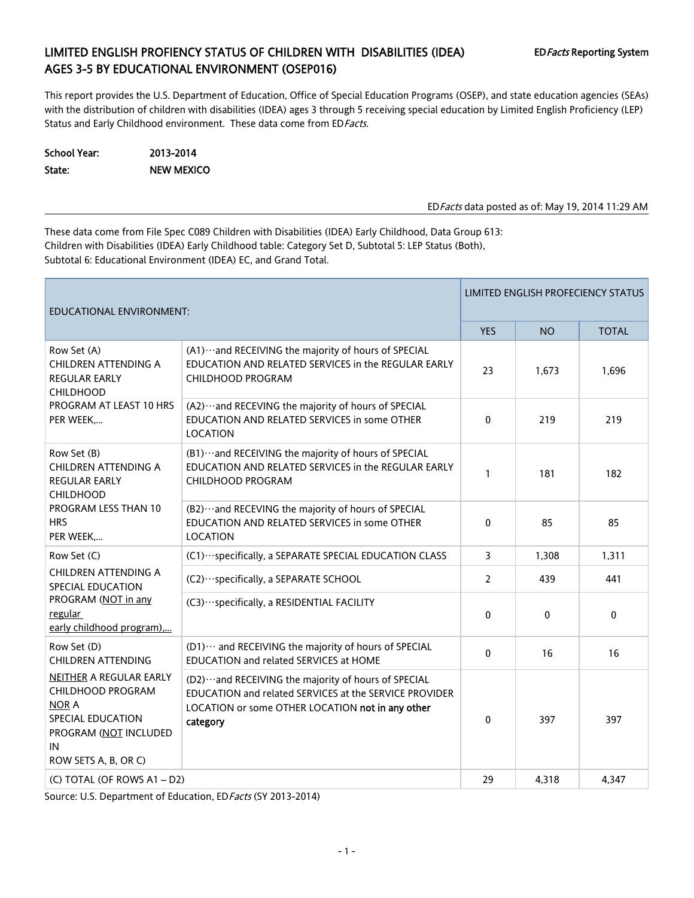# LIMITED ENGLISH PROFIENCY STATUS OF CHILDREN WITH DISABILITIES (IDEA) AGES 3-5 BY EDUCATIONAL ENVIRONMENT (OSEP016)

ED*Facts* Reporting System

This report provides the U.S. Department of Education, Office of Special Education Programs (OSEP), and state education agencies (SEAs) with the distribution of children with disabilities (IDEA) ages 3 through 5 receiving special education by Limited English Proficiency (LEP) Status and Early Childhood environment. These data come from ED*Facts.*

**School Year:** 2013-2014
**State:** NEW MEXICO

ED*Facts* data posted as of: May 19, 2014 11:29 AM

These data come from File Spec C089 Children with Disabilities (IDEA) Early Childhood, Data Group 613: Children with Disabilities (IDEA) Early Childhood table: Category Set D, Subtotal 5: LEP Status (Both), Subtotal 6: Educational Environment (IDEA) EC, and Grand Total.

| EDUCATIONAL ENVIRONMENT: | | LIMITED ENGLISH PROFECIENCY STATUS | | |
|---|---|---|---|---|
| | | YES | NO | TOTAL |
| Row Set (A) CHILDREN ATTENDING A REGULAR EARLY CHILDHOOD PROGRAM AT LEAST 10 HRS PER WEEK,... | (A1)···and RECEIVING the majority of hours of SPECIAL EDUCATION AND RELATED SERVICES in the REGULAR EARLY CHILDHOOD PROGRAM | 23 | 1,673 | 1,696 |
| | (A2)···and RECEVING the majority of hours of SPECIAL EDUCATION AND RELATED SERVICES in some OTHER LOCATION | 0 | 219 | 219 |
| Row Set (B) CHILDREN ATTENDING A REGULAR EARLY CHILDHOOD PROGRAM LESS THAN 10 HRS PER WEEK,... | (B1)···and RECEIVING the majority of hours of SPECIAL EDUCATION AND RELATED SERVICES in the REGULAR EARLY CHILDHOOD PROGRAM | 1 | 181 | 182 |
| | (B2)···and RECEVING the majority of hours of SPECIAL EDUCATION AND RELATED SERVICES in some OTHER LOCATION | 0 | 85 | 85 |
| Row Set (C) CHILDREN ATTENDING A SPECIAL EDUCATION PROGRAM (NOT in any regular early childhood program),... | (C1)···specifically, a SEPARATE SPECIAL EDUCATION CLASS | 3 | 1,308 | 1,311 |
| | (C2)···specifically, a SEPARATE SCHOOL | 2 | 439 | 441 |
| | (C3)···specifically, a RESIDENTIAL FACILITY | 0 | 0 | 0 |
| Row Set (D) CHILDREN ATTENDING NEITHER A REGULAR EARLY CHILDHOOD PROGRAM NOR A SPECIAL EDUCATION PROGRAM (NOT INCLUDED IN ROW SETS A, B, OR C) | (D1)··· and RECEIVING the majority of hours of SPECIAL EDUCATION and related SERVICES at HOME | 0 | 16 | 16 |
| | (D2)···and RECEIVING the majority of hours of SPECIAL EDUCATION and related SERVICES at the SERVICE PROVIDER LOCATION or some OTHER LOCATION **not in any other category** | 0 | 397 | 397 |
| (C) TOTAL (OF ROWS A1 – D2) | | 29 | 4,318 | 4,347 |

Source: U.S. Department of Education, ED*Facts* (SY 2013-2014)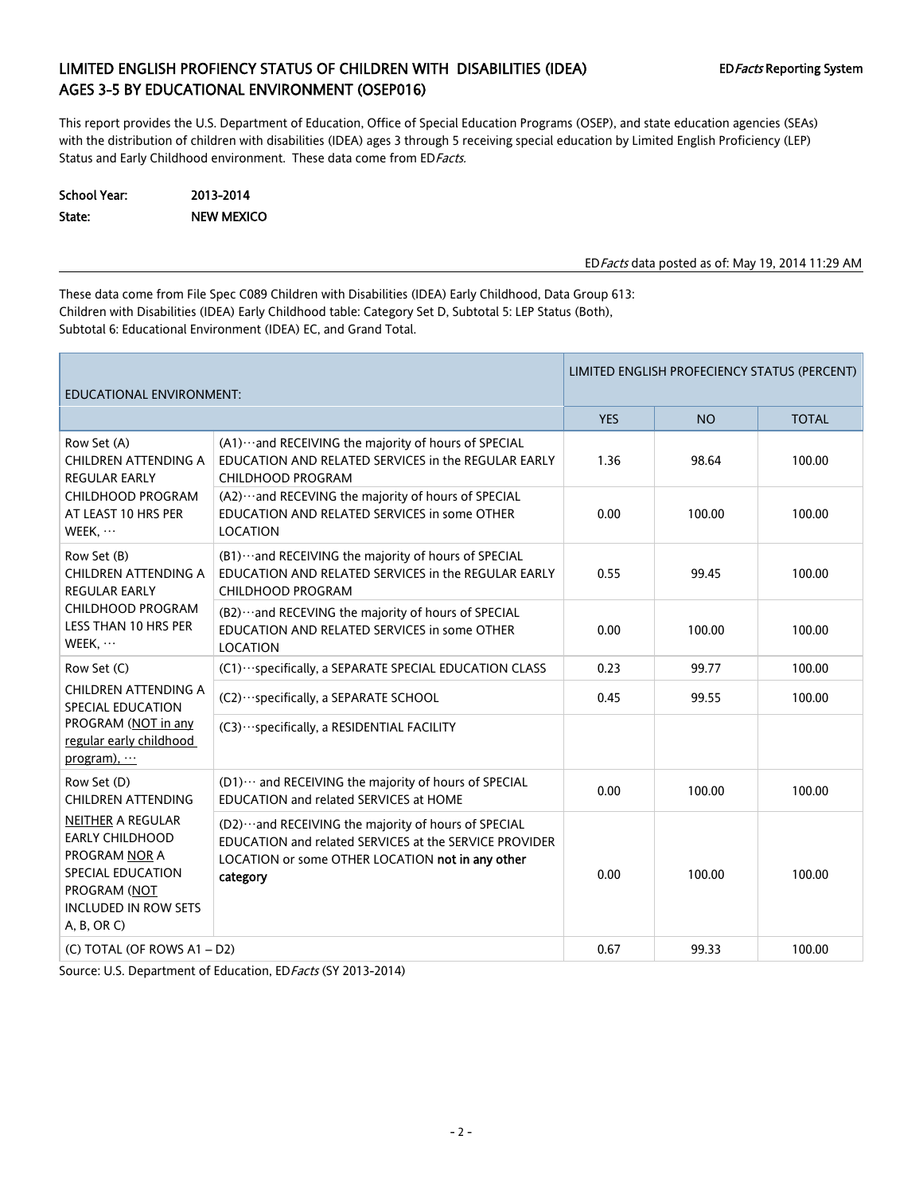## LIMITED ENGLISH PROFIENCY STATUS OF CHILDREN WITH DISABILITIES (IDEA) AGES 3-5 BY EDUCATIONAL ENVIRONMENT (OSEP016)

ED*Facts* Reporting System

This report provides the U.S. Department of Education, Office of Special Education Programs (OSEP), and state education agencies (SEAs) with the distribution of children with disabilities (IDEA) ages 3 through 5 receiving special education by Limited English Proficiency (LEP) Status and Early Childhood environment. These data come from ED*Facts.*

**School Year:** 2013-2014
**State:** NEW MEXICO

ED*Facts* data posted as of: May 19, 2014 11:29 AM

These data come from File Spec C089 Children with Disabilities (IDEA) Early Childhood, Data Group 613: Children with Disabilities (IDEA) Early Childhood table: Category Set D, Subtotal 5: LEP Status (Both), Subtotal 6: Educational Environment (IDEA) EC, and Grand Total.

| EDUCATIONAL ENVIRONMENT: | | LIMITED ENGLISH PROFECIENCY STATUS (PERCENT) | | |
|---|---|---|---|---|
| | | YES | NO | TOTAL |
| Row Set (A) CHILDREN ATTENDING A REGULAR EARLY CHILDHOOD PROGRAM AT LEAST 10 HRS PER WEEK, … | (A1)…and RECEIVING the majority of hours of SPECIAL EDUCATION AND RELATED SERVICES in the REGULAR EARLY CHILDHOOD PROGRAM | 1.36 | 98.64 | 100.00 |
| | (A2)…and RECEVING the majority of hours of SPECIAL EDUCATION AND RELATED SERVICES in some OTHER LOCATION | 0.00 | 100.00 | 100.00 |
| Row Set (B) CHILDREN ATTENDING A REGULAR EARLY CHILDHOOD PROGRAM LESS THAN 10 HRS PER WEEK, … | (B1)…and RECEIVING the majority of hours of SPECIAL EDUCATION AND RELATED SERVICES in the REGULAR EARLY CHILDHOOD PROGRAM | 0.55 | 99.45 | 100.00 |
| | (B2)…and RECEVING the majority of hours of SPECIAL EDUCATION AND RELATED SERVICES in some OTHER LOCATION | 0.00 | 100.00 | 100.00 |
| Row Set (C) CHILDREN ATTENDING A SPECIAL EDUCATION PROGRAM (NOT in any regular early childhood program), … | (C1)…specifically, a SEPARATE SPECIAL EDUCATION CLASS | 0.23 | 99.77 | 100.00 |
| | (C2)…specifically, a SEPARATE SCHOOL | 0.45 | 99.55 | 100.00 |
| | (C3)…specifically, a RESIDENTIAL FACILITY | | | |
| Row Set (D) CHILDREN ATTENDING NEITHER A REGULAR EARLY CHILDHOOD PROGRAM NOR A SPECIAL EDUCATION PROGRAM (NOT INCLUDED IN ROW SETS A, B, OR C) | (D1)… and RECEIVING the majority of hours of SPECIAL EDUCATION and related SERVICES at HOME | 0.00 | 100.00 | 100.00 |
| | (D2)…and RECEIVING the majority of hours of SPECIAL EDUCATION and related SERVICES at the SERVICE PROVIDER LOCATION or some OTHER LOCATION **not in any other category** | 0.00 | 100.00 | 100.00 |
| (C) TOTAL (OF ROWS A1 – D2) | | 0.67 | 99.33 | 100.00 |

Source: U.S. Department of Education, ED*Facts* (SY 2013-2014)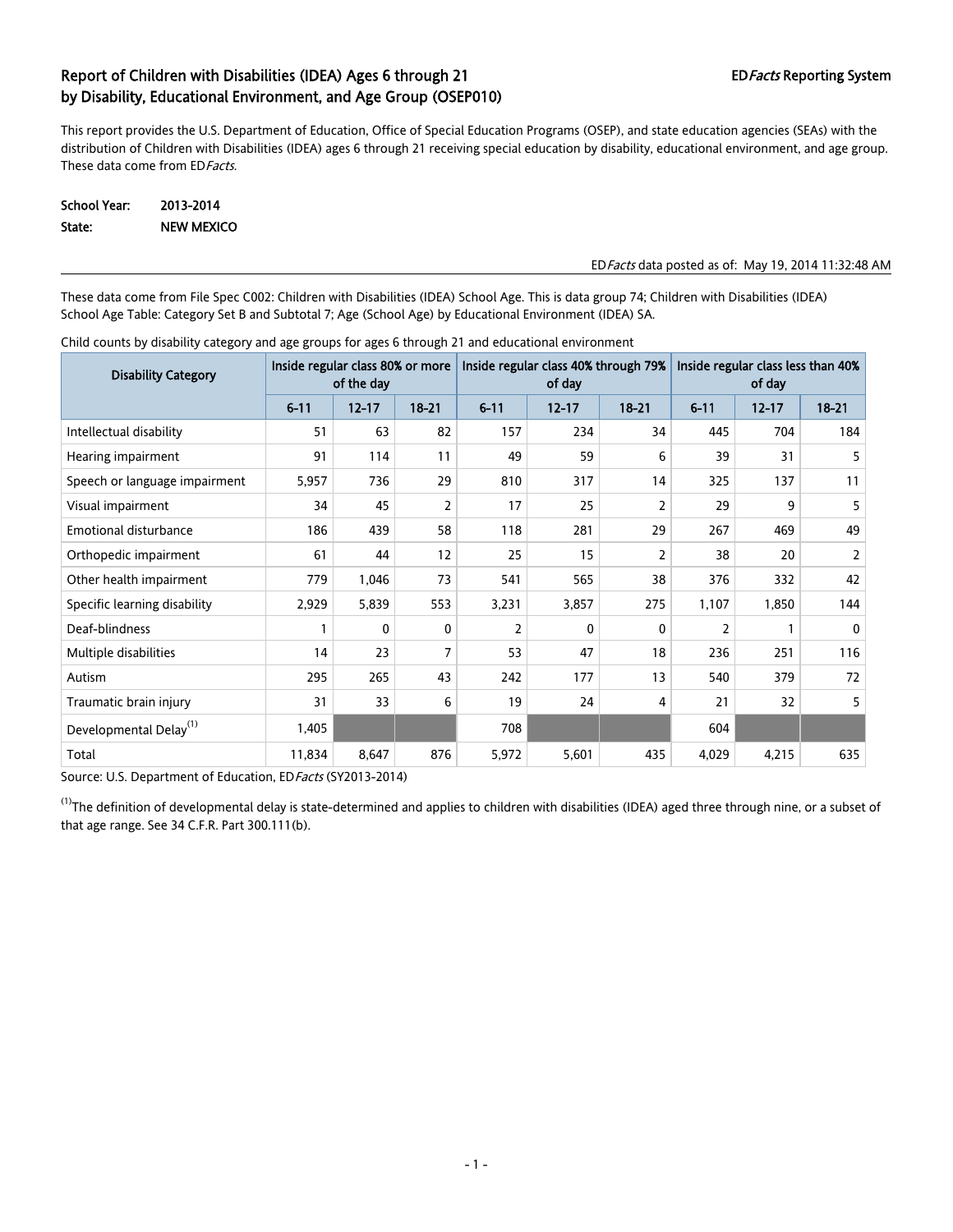# Report of Children with Disabilities (IDEA) Ages 6 through 21 by Disability, Educational Environment, and Age Group (OSEP010)

EDFacts Reporting System

This report provides the U.S. Department of Education, Office of Special Education Programs (OSEP), and state education agencies (SEAs) with the distribution of Children with Disabilities (IDEA) ages 6 through 21 receiving special education by disability, educational environment, and age group. These data come from ED*Facts*.

**School Year:** 2013-2014

**State:** NEW MEXICO

ED*Facts* data posted as of: May 19, 2014 11:32:48 AM

These data come from File Spec C002: Children with Disabilities (IDEA) School Age. This is data group 74; Children with Disabilities (IDEA) School Age Table: Category Set B and Subtotal 7; Age (School Age) by Educational Environment (IDEA) SA.

Child counts by disability category and age groups for ages 6 through 21 and educational environment

| Disability Category | Inside regular class 80% or more of the day | | | Inside regular class 40% through 79% of day | | | Inside regular class less than 40% of day | | |
|---|---|---|---|---|---|---|---|---|---|
| | 6-11 | 12-17 | 18-21 | 6-11 | 12-17 | 18-21 | 6-11 | 12-17 | 18-21 |
| Intellectual disability | 51 | 63 | 82 | 157 | 234 | 34 | 445 | 704 | 184 |
| Hearing impairment | 91 | 114 | 11 | 49 | 59 | 6 | 39 | 31 | 5 |
| Speech or language impairment | 5,957 | 736 | 29 | 810 | 317 | 14 | 325 | 137 | 11 |
| Visual impairment | 34 | 45 | 2 | 17 | 25 | 2 | 29 | 9 | 5 |
| Emotional disturbance | 186 | 439 | 58 | 118 | 281 | 29 | 267 | 469 | 49 |
| Orthopedic impairment | 61 | 44 | 12 | 25 | 15 | 2 | 38 | 20 | 2 |
| Other health impairment | 779 | 1,046 | 73 | 541 | 565 | 38 | 376 | 332 | 42 |
| Specific learning disability | 2,929 | 5,839 | 553 | 3,231 | 3,857 | 275 | 1,107 | 1,850 | 144 |
| Deaf-blindness | 1 | 0 | 0 | 2 | 0 | 0 | 2 | 1 | 0 |
| Multiple disabilities | 14 | 23 | 7 | 53 | 47 | 18 | 236 | 251 | 116 |
| Autism | 295 | 265 | 43 | 242 | 177 | 13 | 540 | 379 | 72 |
| Traumatic brain injury | 31 | 33 | 6 | 19 | 24 | 4 | 21 | 32 | 5 |
| Developmental Delay[1] | 1,405 | | | 708 | | | 604 | | |
| Total | 11,834 | 8,647 | 876 | 5,972 | 5,601 | 435 | 4,029 | 4,215 | 635 |

Source: U.S. Department of Education, ED*Facts* (SY2013-2014)

[1]The definition of developmental delay is state-determined and applies to children with disabilities (IDEA) aged three through nine, or a subset of that age range. See 34 C.F.R. Part 300.111(b).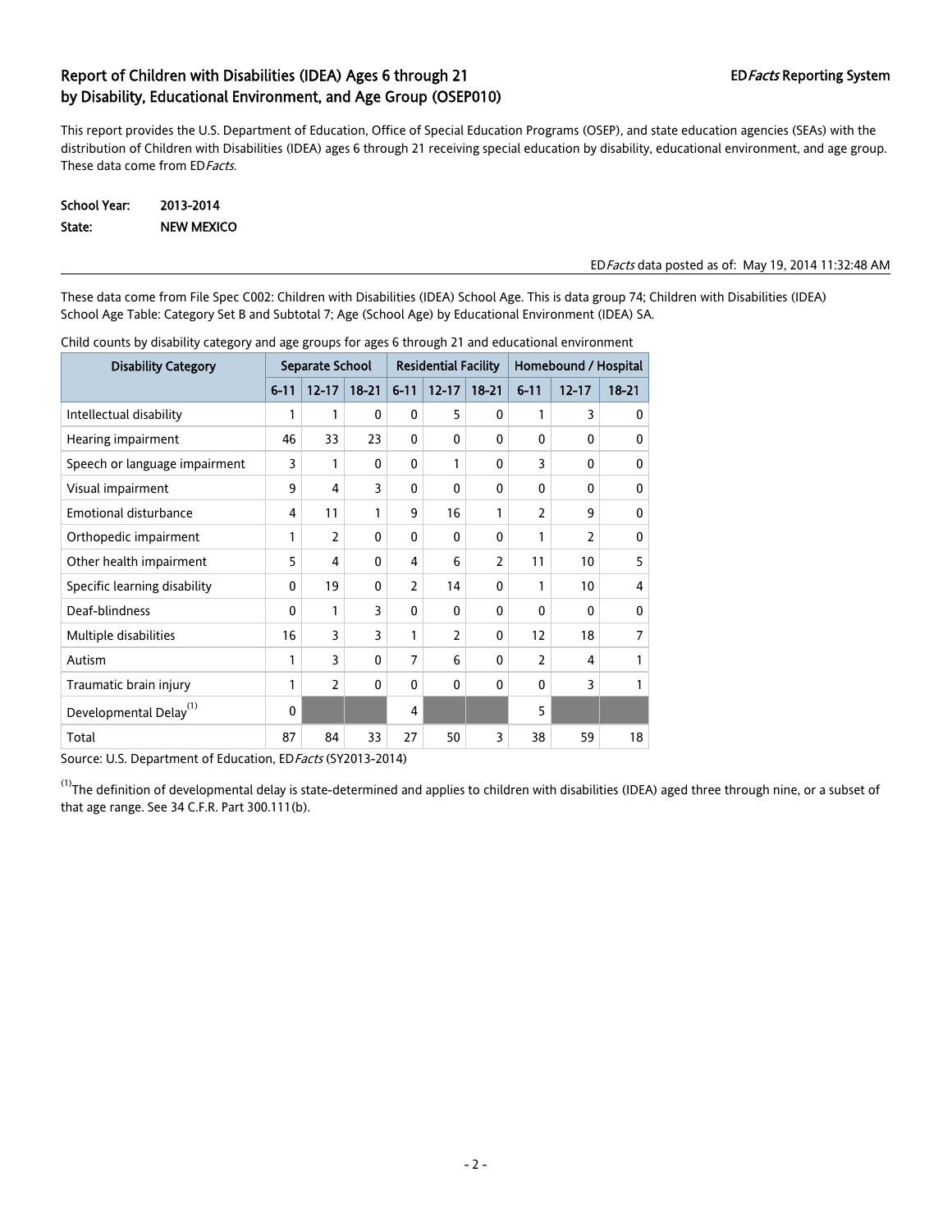# Report of Children with Disabilities (IDEA) Ages 6 through 21 by Disability, Educational Environment, and Age Group (OSEP010)

ED*Facts* Reporting System

This report provides the U.S. Department of Education, Office of Special Education Programs (OSEP), and state education agencies (SEAs) with the distribution of Children with Disabilities (IDEA) ages 6 through 21 receiving special education by disability, educational environment, and age group. These data come from ED*Facts*.

**School Year:** 2013-2014
**State:** NEW MEXICO

ED*Facts* data posted as of: May 19, 2014 11:32:48 AM

These data come from File Spec C002: Children with Disabilities (IDEA) School Age. This is data group 74; Children with Disabilities (IDEA) School Age Table: Category Set B and Subtotal 7; Age (School Age) by Educational Environment (IDEA) SA.

Child counts by disability category and age groups for ages 6 through 21 and educational environment

| Disability Category | Separate School | | | Residential Facility | | | Homebound / Hospital | | |
|---|---|---|---|---|---|---|---|---|---|
| | 6-11 | 12-17 | 18-21 | 6-11 | 12-17 | 18-21 | 6-11 | 12-17 | 18-21 |
| Intellectual disability | 1 | 1 | 0 | 0 | 5 | 0 | 1 | 3 | 0 |
| Hearing impairment | 46 | 33 | 23 | 0 | 0 | 0 | 0 | 0 | 0 |
| Speech or language impairment | 3 | 1 | 0 | 0 | 1 | 0 | 3 | 0 | 0 |
| Visual impairment | 9 | 4 | 3 | 0 | 0 | 0 | 0 | 0 | 0 |
| Emotional disturbance | 4 | 11 | 1 | 9 | 16 | 1 | 2 | 9 | 0 |
| Orthopedic impairment | 1 | 2 | 0 | 0 | 0 | 0 | 1 | 2 | 0 |
| Other health impairment | 5 | 4 | 0 | 4 | 6 | 2 | 11 | 10 | 5 |
| Specific learning disability | 0 | 19 | 0 | 2 | 14 | 0 | 1 | 10 | 4 |
| Deaf-blindness | 0 | 1 | 3 | 0 | 0 | 0 | 0 | 0 | 0 |
| Multiple disabilities | 16 | 3 | 3 | 1 | 2 | 0 | 12 | 18 | 7 |
| Autism | 1 | 3 | 0 | 7 | 6 | 0 | 2 | 4 | 1 |
| Traumatic brain injury | 1 | 2 | 0 | 0 | 0 | 0 | 0 | 3 | 1 |
| Developmental Delay[1] | 0 | | | 4 | | | 5 | | |
| Total | 87 | 84 | 33 | 27 | 50 | 3 | 38 | 59 | 18 |

Source: U.S. Department of Education, ED*Facts* (SY2013-2014)

[1]The definition of developmental delay is state-determined and applies to children with disabilities (IDEA) aged three through nine, or a subset of that age range. See 34 C.F.R. Part 300.111(b).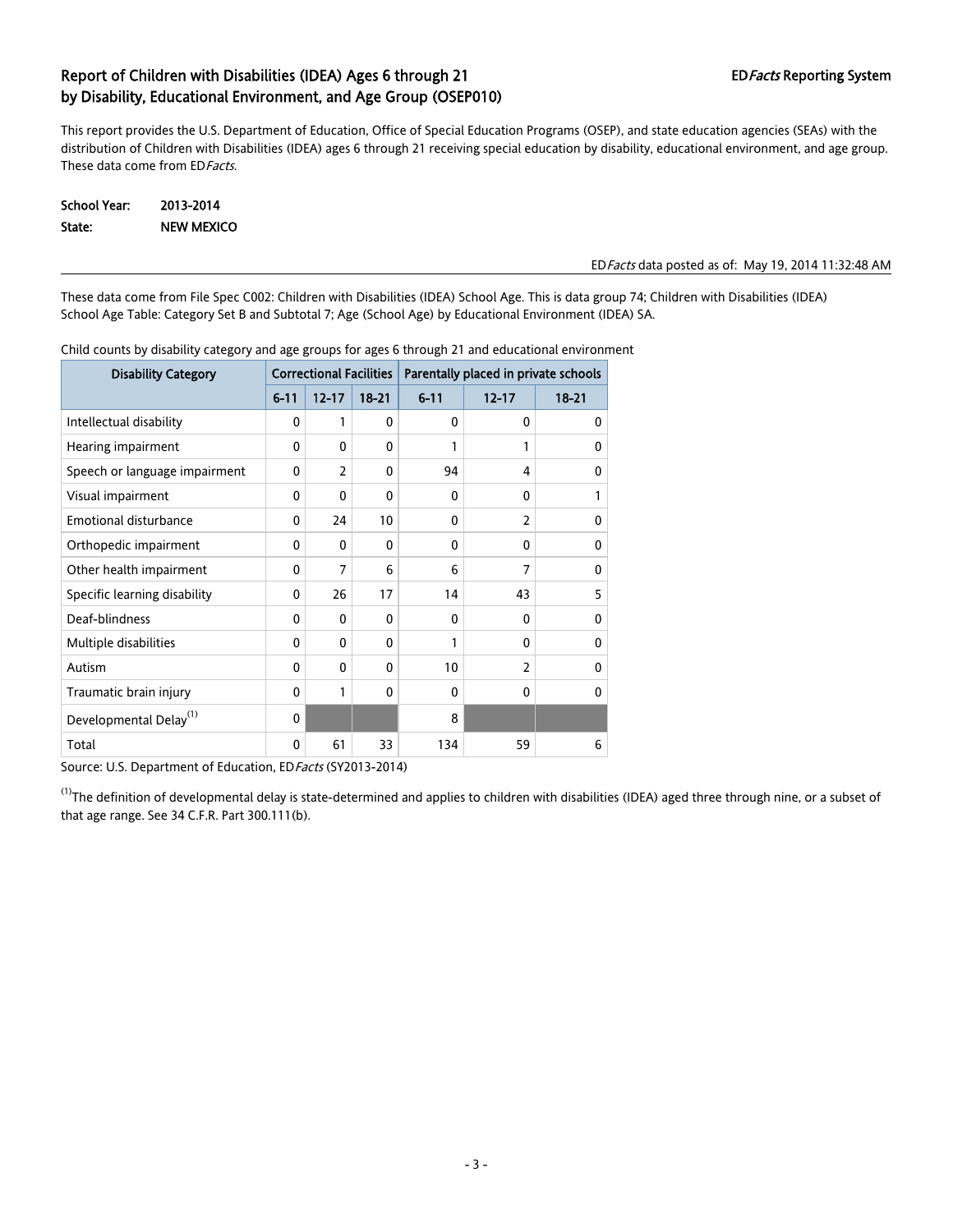## Report of Children with Disabilities (IDEA) Ages 6 through 21 by Disability, Educational Environment, and Age Group (OSEP010)

EDFacts Reporting System

This report provides the U.S. Department of Education, Office of Special Education Programs (OSEP), and state education agencies (SEAs) with the distribution of Children with Disabilities (IDEA) ages 6 through 21 receiving special education by disability, educational environment, and age group. These data come from ED*Facts.*

**School Year:** 2013-2014
**State:** NEW MEXICO

ED*Facts* data posted as of: May 19, 2014 11:32:48 AM

These data come from File Spec C002: Children with Disabilities (IDEA) School Age. This is data group 74; Children with Disabilities (IDEA) School Age Table: Category Set B and Subtotal 7; Age (School Age) by Educational Environment (IDEA) SA.

Child counts by disability category and age groups for ages 6 through 21 and educational environment

| Disability Category | Correctional Facilities | | | Parentally placed in private schools | | |
|---|---|---|---|---|---|---|
| | 6-11 | 12-17 | 18-21 | 6-11 | 12-17 | 18-21 |
| Intellectual disability | 0 | 1 | 0 | 0 | 0 | 0 |
| Hearing impairment | 0 | 0 | 0 | 1 | 1 | 0 |
| Speech or language impairment | 0 | 2 | 0 | 94 | 4 | 0 |
| Visual impairment | 0 | 0 | 0 | 0 | 0 | 1 |
| Emotional disturbance | 0 | 24 | 10 | 0 | 2 | 0 |
| Orthopedic impairment | 0 | 0 | 0 | 0 | 0 | 0 |
| Other health impairment | 0 | 7 | 6 | 6 | 7 | 0 |
| Specific learning disability | 0 | 26 | 17 | 14 | 43 | 5 |
| Deaf-blindness | 0 | 0 | 0 | 0 | 0 | 0 |
| Multiple disabilities | 0 | 0 | 0 | 1 | 0 | 0 |
| Autism | 0 | 0 | 0 | 10 | 2 | 0 |
| Traumatic brain injury | 0 | 1 | 0 | 0 | 0 | 0 |
| Developmental Delay[1] | 0 | | | 8 | | |
| Total | 0 | 61 | 33 | 134 | 59 | 6 |

Source: U.S. Department of Education, ED*Facts* (SY2013-2014)

[1]The definition of developmental delay is state-determined and applies to children with disabilities (IDEA) aged three through nine, or a subset of that age range. See 34 C.F.R. Part 300.111(b).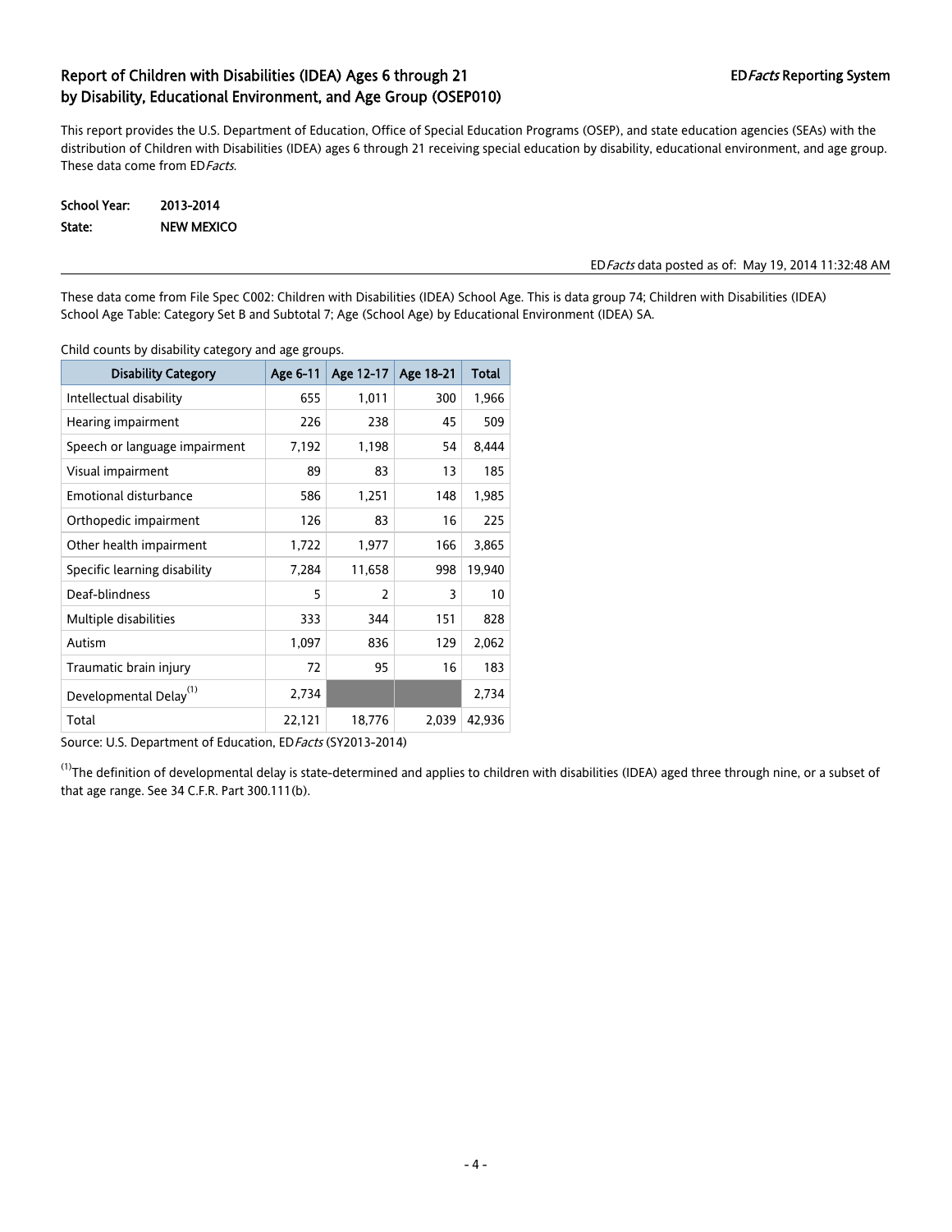# Report of Children with Disabilities (IDEA) Ages 6 through 21 by Disability, Educational Environment, and Age Group (OSEP010)

ED*Facts* Reporting System

This report provides the U.S. Department of Education, Office of Special Education Programs (OSEP), and state education agencies (SEAs) with the distribution of Children with Disabilities (IDEA) ages 6 through 21 receiving special education by disability, educational environment, and age group. These data come from ED*Facts*.

**School Year:** 2013-2014
**State:** NEW MEXICO

ED*Facts* data posted as of: May 19, 2014 11:32:48 AM

These data come from File Spec C002: Children with Disabilities (IDEA) School Age. This is data group 74; Children with Disabilities (IDEA) School Age Table: Category Set B and Subtotal 7; Age (School Age) by Educational Environment (IDEA) SA.

Child counts by disability category and age groups.

| Disability Category | Age 6-11 | Age 12-17 | Age 18-21 | Total |
|---|---|---|---|---|
| Intellectual disability | 655 | 1,011 | 300 | 1,966 |
| Hearing impairment | 226 | 238 | 45 | 509 |
| Speech or language impairment | 7,192 | 1,198 | 54 | 8,444 |
| Visual impairment | 89 | 83 | 13 | 185 |
| Emotional disturbance | 586 | 1,251 | 148 | 1,985 |
| Orthopedic impairment | 126 | 83 | 16 | 225 |
| Other health impairment | 1,722 | 1,977 | 166 | 3,865 |
| Specific learning disability | 7,284 | 11,658 | 998 | 19,940 |
| Deaf-blindness | 5 | 2 | 3 | 10 |
| Multiple disabilities | 333 | 344 | 151 | 828 |
| Autism | 1,097 | 836 | 129 | 2,062 |
| Traumatic brain injury | 72 | 95 | 16 | 183 |
| Developmental Delay[1] | 2,734 | | | 2,734 |
| Total | 22,121 | 18,776 | 2,039 | 42,936 |

Source: U.S. Department of Education, ED*Facts* (SY2013-2014)

[1]The definition of developmental delay is state-determined and applies to children with disabilities (IDEA) aged three through nine, or a subset of that age range. See 34 C.F.R. Part 300.111(b).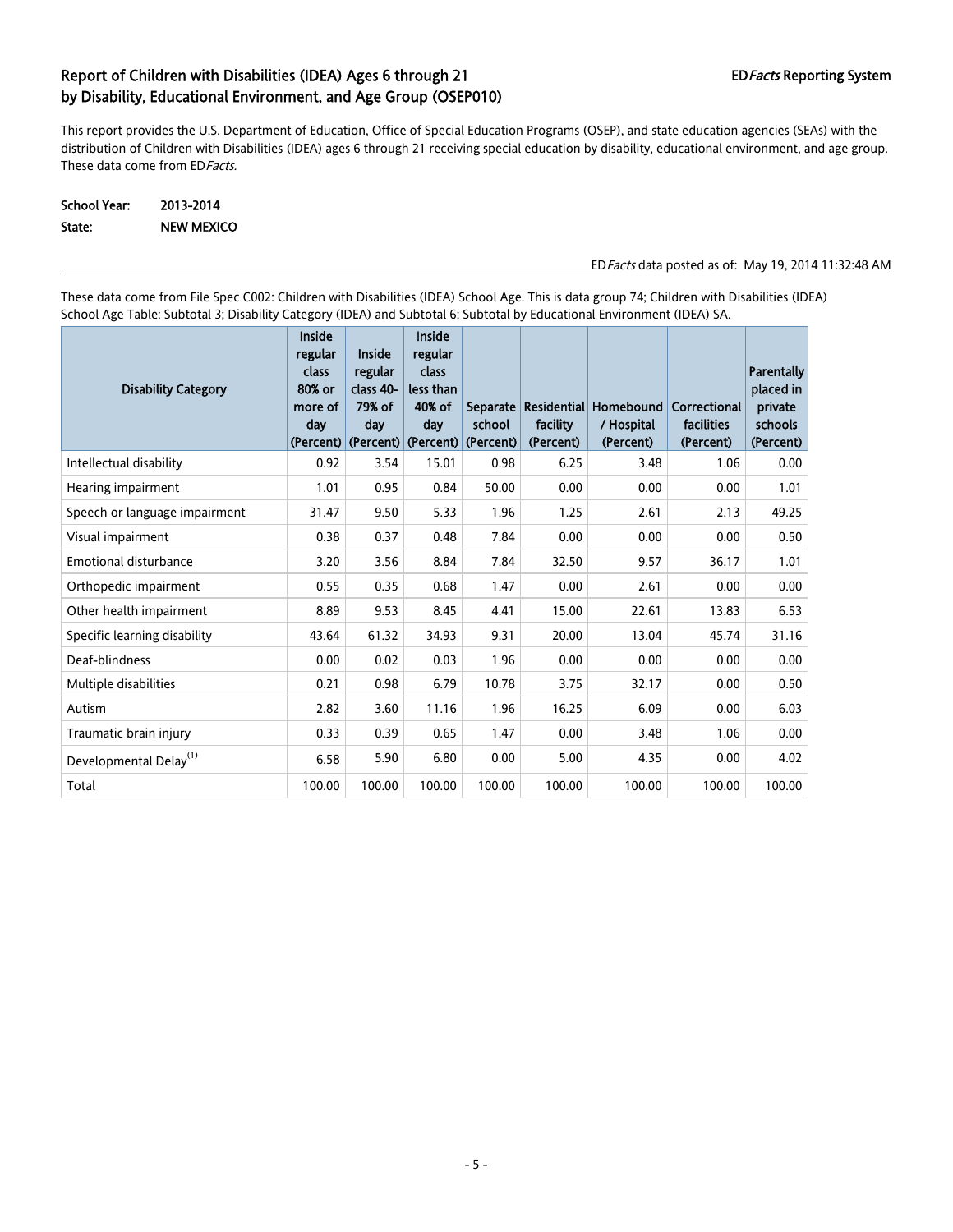# Report of Children with Disabilities (IDEA) Ages 6 through 21 by Disability, Educational Environment, and Age Group (OSEP010)

ED*Facts* Reporting System

This report provides the U.S. Department of Education, Office of Special Education Programs (OSEP), and state education agencies (SEAs) with the distribution of Children with Disabilities (IDEA) ages 6 through 21 receiving special education by disability, educational environment, and age group. These data come from ED*Facts.*

**School Year:** 2013-2014
**State:** NEW MEXICO

ED*Facts* data posted as of: May 19, 2014 11:32:48 AM

These data come from File Spec C002: Children with Disabilities (IDEA) School Age. This is data group 74; Children with Disabilities (IDEA) School Age Table: Subtotal 3; Disability Category (IDEA) and Subtotal 6: Subtotal by Educational Environment (IDEA) SA.

| Disability Category | Inside regular class 80% or more of day (Percent) | Inside regular class 40-79% of day (Percent) | Inside regular class less than 40% of day (Percent) | Separate school (Percent) | Residential facility (Percent) | Homebound / Hospital (Percent) | Correctional facilities (Percent) | Parentally placed in private schools (Percent) |
|---|---|---|---|---|---|---|---|---|
| Intellectual disability | 0.92 | 3.54 | 15.01 | 0.98 | 6.25 | 3.48 | 1.06 | 0.00 |
| Hearing impairment | 1.01 | 0.95 | 0.84 | 50.00 | 0.00 | 0.00 | 0.00 | 1.01 |
| Speech or language impairment | 31.47 | 9.50 | 5.33 | 1.96 | 1.25 | 2.61 | 2.13 | 49.25 |
| Visual impairment | 0.38 | 0.37 | 0.48 | 7.84 | 0.00 | 0.00 | 0.00 | 0.50 |
| Emotional disturbance | 3.20 | 3.56 | 8.84 | 7.84 | 32.50 | 9.57 | 36.17 | 1.01 |
| Orthopedic impairment | 0.55 | 0.35 | 0.68 | 1.47 | 0.00 | 2.61 | 0.00 | 0.00 |
| Other health impairment | 8.89 | 9.53 | 8.45 | 4.41 | 15.00 | 22.61 | 13.83 | 6.53 |
| Specific learning disability | 43.64 | 61.32 | 34.93 | 9.31 | 20.00 | 13.04 | 45.74 | 31.16 |
| Deaf-blindness | 0.00 | 0.02 | 0.03 | 1.96 | 0.00 | 0.00 | 0.00 | 0.00 |
| Multiple disabilities | 0.21 | 0.98 | 6.79 | 10.78 | 3.75 | 32.17 | 0.00 | 0.50 |
| Autism | 2.82 | 3.60 | 11.16 | 1.96 | 16.25 | 6.09 | 0.00 | 6.03 |
| Traumatic brain injury | 0.33 | 0.39 | 0.65 | 1.47 | 0.00 | 3.48 | 1.06 | 0.00 |
| Developmental Delay[(1)] | 6.58 | 5.90 | 6.80 | 0.00 | 5.00 | 4.35 | 0.00 | 4.02 |
| Total | 100.00 | 100.00 | 100.00 | 100.00 | 100.00 | 100.00 | 100.00 | 100.00 |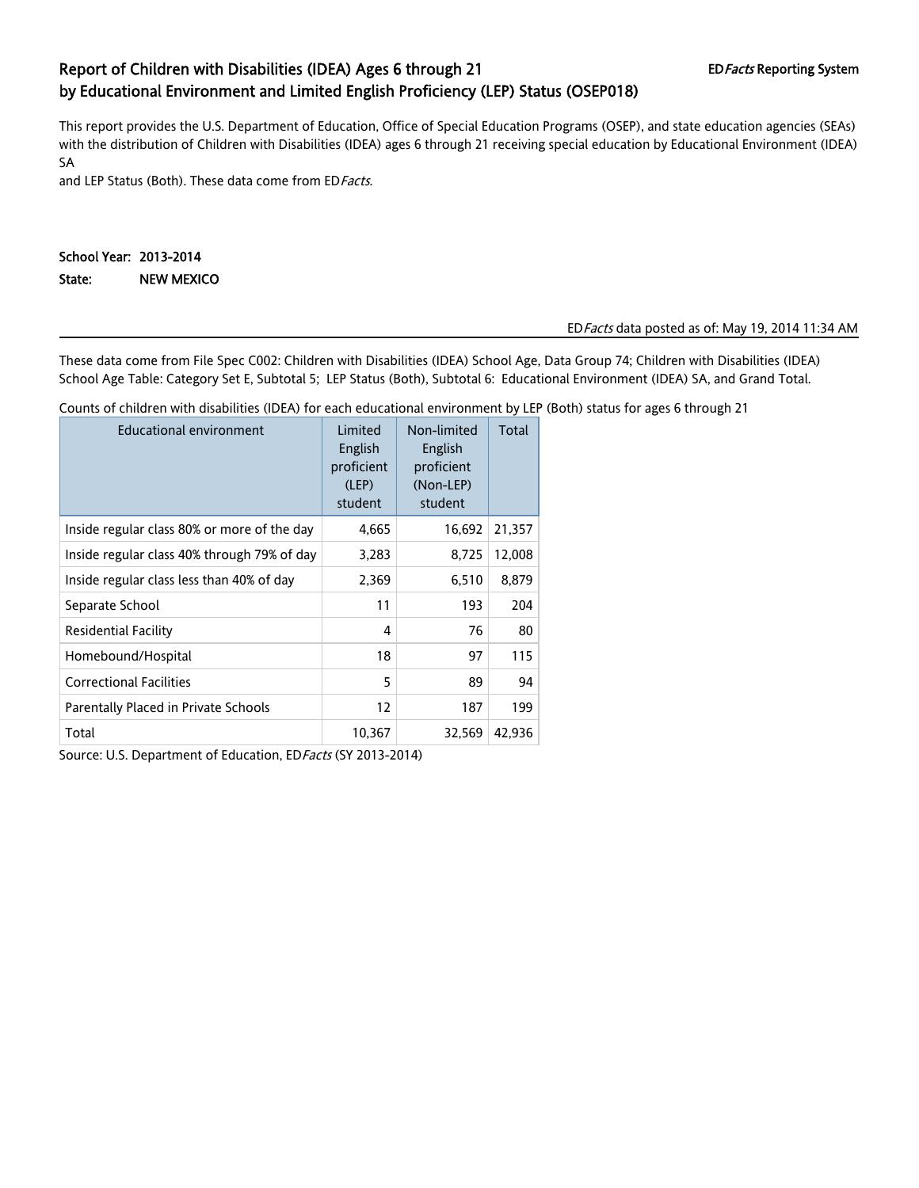## Report of Children with Disabilities (IDEA) Ages 6 through 21 by Educational Environment and Limited English Proficiency (LEP) Status (OSEP018)

ED*Facts* Reporting System

This report provides the U.S. Department of Education, Office of Special Education Programs (OSEP), and state education agencies (SEAs) with the distribution of Children with Disabilities (IDEA) ages 6 through 21 receiving special education by Educational Environment (IDEA) SA
and LEP Status (Both). These data come from ED*Facts*.

**School Year:** 2013-2014
**State:** NEW MEXICO

ED*Facts* data posted as of: May 19, 2014 11:34 AM

These data come from File Spec C002: Children with Disabilities (IDEA) School Age, Data Group 74; Children with Disabilities (IDEA) School Age Table: Category Set E, Subtotal 5; LEP Status (Both), Subtotal 6: Educational Environment (IDEA) SA, and Grand Total.

Counts of children with disabilities (IDEA) for each educational environment by LEP (Both) status for ages 6 through 21

| Educational environment | Limited English proficient (LEP) student | Non-limited English proficient (Non-LEP) student | Total |
|---|---|---|---|
| Inside regular class 80% or more of the day | 4,665 | 16,692 | 21,357 |
| Inside regular class 40% through 79% of day | 3,283 | 8,725 | 12,008 |
| Inside regular class less than 40% of day | 2,369 | 6,510 | 8,879 |
| Separate School | 11 | 193 | 204 |
| Residential Facility | 4 | 76 | 80 |
| Homebound/Hospital | 18 | 97 | 115 |
| Correctional Facilities | 5 | 89 | 94 |
| Parentally Placed in Private Schools | 12 | 187 | 199 |
| Total | 10,367 | 32,569 | 42,936 |

Source: U.S. Department of Education, ED*Facts* (SY 2013-2014)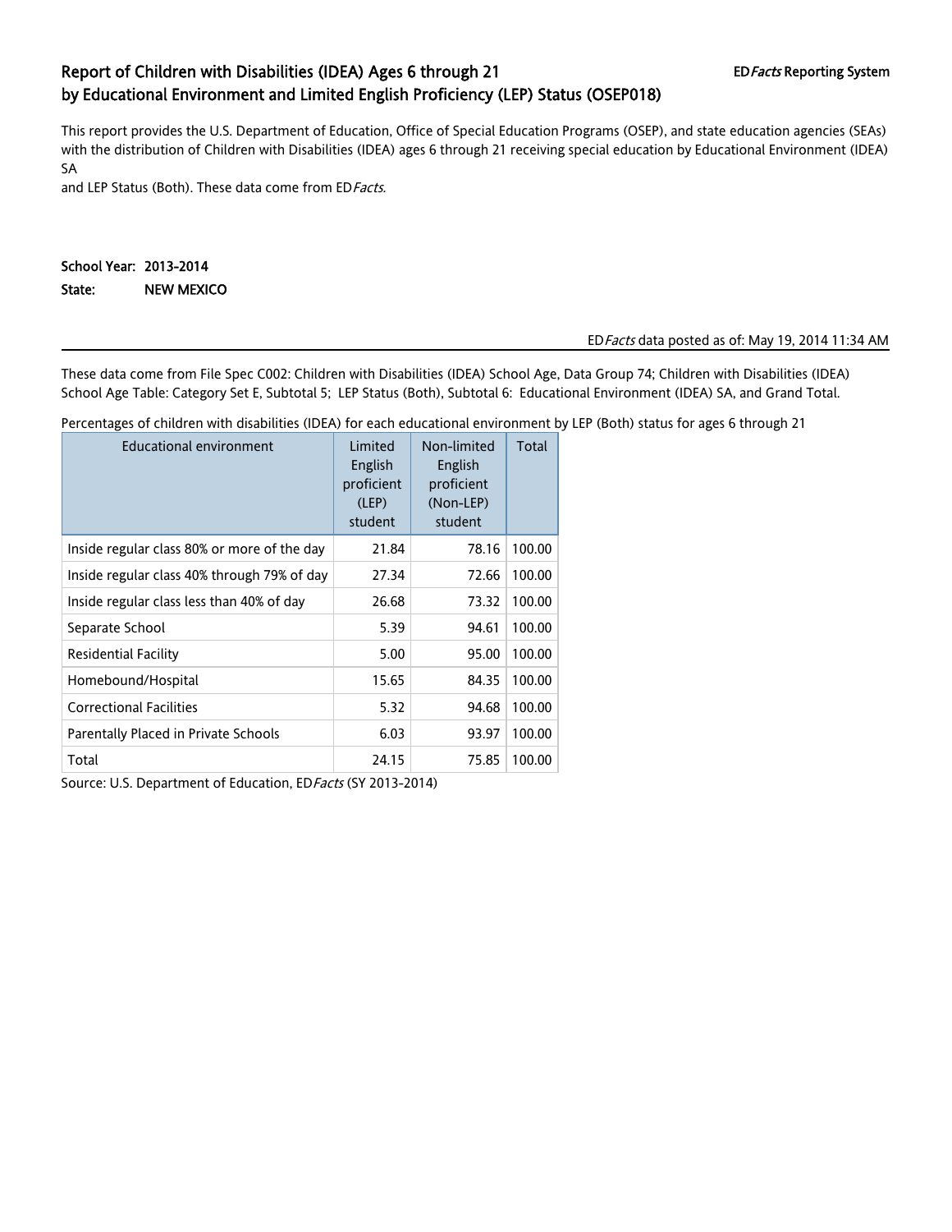# Report of Children with Disabilities (IDEA) Ages 6 through 21 by Educational Environment and Limited English Proficiency (LEP) Status (OSEP018)

ED*Facts* Reporting System

This report provides the U.S. Department of Education, Office of Special Education Programs (OSEP), and state education agencies (SEAs) with the distribution of Children with Disabilities (IDEA) ages 6 through 21 receiving special education by Educational Environment (IDEA) SA
and LEP Status (Both). These data come from ED*Facts*.

**School Year: 2013-2014**
**State: NEW MEXICO**

ED*Facts* data posted as of: May 19, 2014 11:34 AM

These data come from File Spec C002: Children with Disabilities (IDEA) School Age, Data Group 74; Children with Disabilities (IDEA) School Age Table: Category Set E, Subtotal 5; LEP Status (Both), Subtotal 6: Educational Environment (IDEA) SA, and Grand Total.

Percentages of children with disabilities (IDEA) for each educational environment by LEP (Both) status for ages 6 through 21

| Educational environment | Limited English proficient (LEP) student | Non-limited English proficient (Non-LEP) student | Total |
|---|---|---|---|
| Inside regular class 80% or more of the day | 21.84 | 78.16 | 100.00 |
| Inside regular class 40% through 79% of day | 27.34 | 72.66 | 100.00 |
| Inside regular class less than 40% of day | 26.68 | 73.32 | 100.00 |
| Separate School | 5.39 | 94.61 | 100.00 |
| Residential Facility | 5.00 | 95.00 | 100.00 |
| Homebound/Hospital | 15.65 | 84.35 | 100.00 |
| Correctional Facilities | 5.32 | 94.68 | 100.00 |
| Parentally Placed in Private Schools | 6.03 | 93.97 | 100.00 |
| Total | 24.15 | 75.85 | 100.00 |

Source: U.S. Department of Education, ED*Facts* (SY 2013-2014)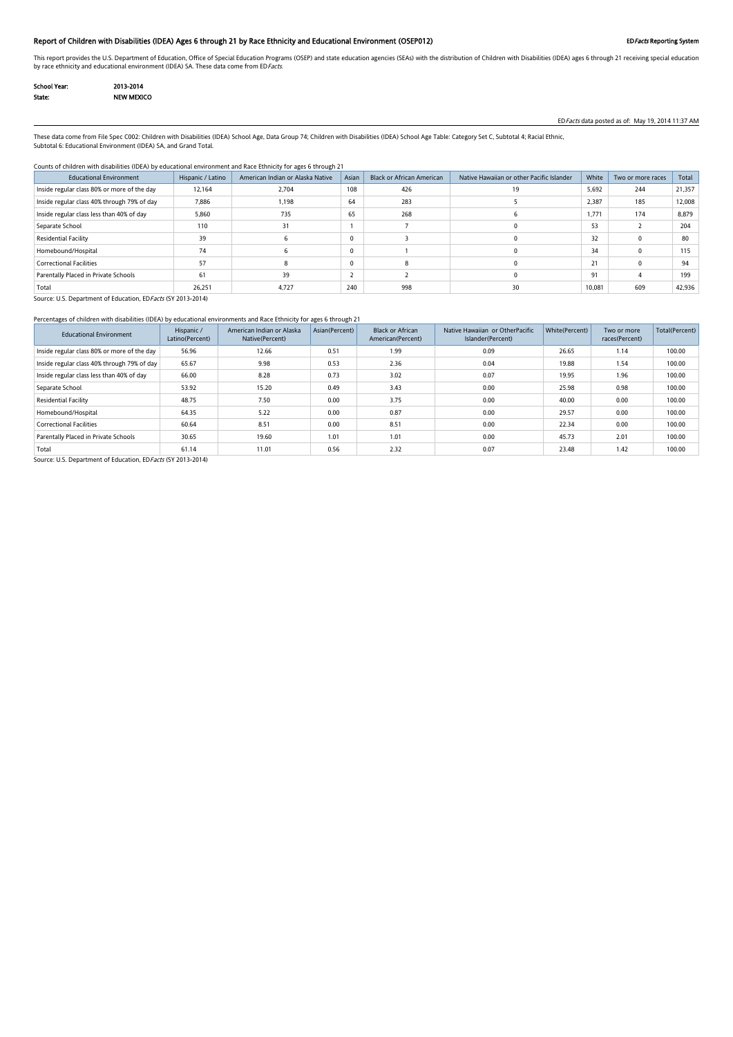# Report of Children with Disabilities (IDEA) Ages 6 through 21 by Race Ethnicity and Educational Environment (OSEP012)

**ED*Facts* Reporting System**

This report provides the U.S. Department of Education, Office of Special Education Programs (OSEP) and state education agencies (SEAs) with the distribution of Children with Disabilities (IDEA) ages 6 through 21 receiving special education by race ethnicity and educational environment (IDEA) SA. These data come from ED*Facts*.

**School Year:** 2013-2014
**State:** NEW MEXICO

ED*Facts* data posted as of: May 19, 2014 11:37 AM

These data come from File Spec C002: Children with Disabilities (IDEA) School Age, Data Group 74; Children with Disabilities (IDEA) School Age Table: Category Set C, Subtotal 4; Racial Ethnic, Subtotal 6: Educational Environment (IDEA) SA, and Grand Total.

Counts of children with disabilities (IDEA) by educational environment and Race Ethnicity for ages 6 through 21

| Educational Environment | Hispanic / Latino | American Indian or Alaska Native | Asian | Black or African American | Native Hawaiian or other Pacific Islander | White | Two or more races | Total |
|---|---|---|---|---|---|---|---|---|
| Inside regular class 80% or more of the day | 12,164 | 2,704 | 108 | 426 | 19 | 5,692 | 244 | 21,357 |
| Inside regular class 40% through 79% of day | 7,886 | 1,198 | 64 | 283 | 5 | 2,387 | 185 | 12,008 |
| Inside regular class less than 40% of day | 5,860 | 735 | 65 | 268 | 6 | 1,771 | 174 | 8,879 |
| Separate School | 110 | 31 | 1 | 7 | 0 | 53 | 2 | 204 |
| Residential Facility | 39 | 6 | 0 | 3 | 0 | 32 | 0 | 80 |
| Homebound/Hospital | 74 | 6 | 0 | 1 | 0 | 34 | 0 | 115 |
| Correctional Facilities | 57 | 8 | 0 | 8 | 0 | 21 | 0 | 94 |
| Parentally Placed in Private Schools | 61 | 39 | 2 | 2 | 0 | 91 | 4 | 199 |
| Total | 26,251 | 4,727 | 240 | 998 | 30 | 10,081 | 609 | 42,936 |

Source: U.S. Department of Education, ED*Facts* (SY 2013-2014)

Percentages of children with disabilities (IDEA) by educational environments and Race Ethnicity for ages 6 through 21

| Educational Environment | Hispanic / Latino(Percent) | American Indian or Alaska Native(Percent) | Asian(Percent) | Black or African American(Percent) | Native Hawaiian or OtherPacific Islander(Percent) | White(Percent) | Two or more races(Percent) | Total(Percent) |
|---|---|---|---|---|---|---|---|---|
| Inside regular class 80% or more of the day | 56.96 | 12.66 | 0.51 | 1.99 | 0.09 | 26.65 | 1.14 | 100.00 |
| Inside regular class 40% through 79% of day | 65.67 | 9.98 | 0.53 | 2.36 | 0.04 | 19.88 | 1.54 | 100.00 |
| Inside regular class less than 40% of day | 66.00 | 8.28 | 0.73 | 3.02 | 0.07 | 19.95 | 1.96 | 100.00 |
| Separate School | 53.92 | 15.20 | 0.49 | 3.43 | 0.00 | 25.98 | 0.98 | 100.00 |
| Residential Facility | 48.75 | 7.50 | 0.00 | 3.75 | 0.00 | 40.00 | 0.00 | 100.00 |
| Homebound/Hospital | 64.35 | 5.22 | 0.00 | 0.87 | 0.00 | 29.57 | 0.00 | 100.00 |
| Correctional Facilities | 60.64 | 8.51 | 0.00 | 8.51 | 0.00 | 22.34 | 0.00 | 100.00 |
| Parentally Placed in Private Schools | 30.65 | 19.60 | 1.01 | 1.01 | 0.00 | 45.73 | 2.01 | 100.00 |
| Total | 61.14 | 11.01 | 0.56 | 2.32 | 0.07 | 23.48 | 1.42 | 100.00 |

Source: U.S. Department of Education, ED*Facts* (SY 2013-2014)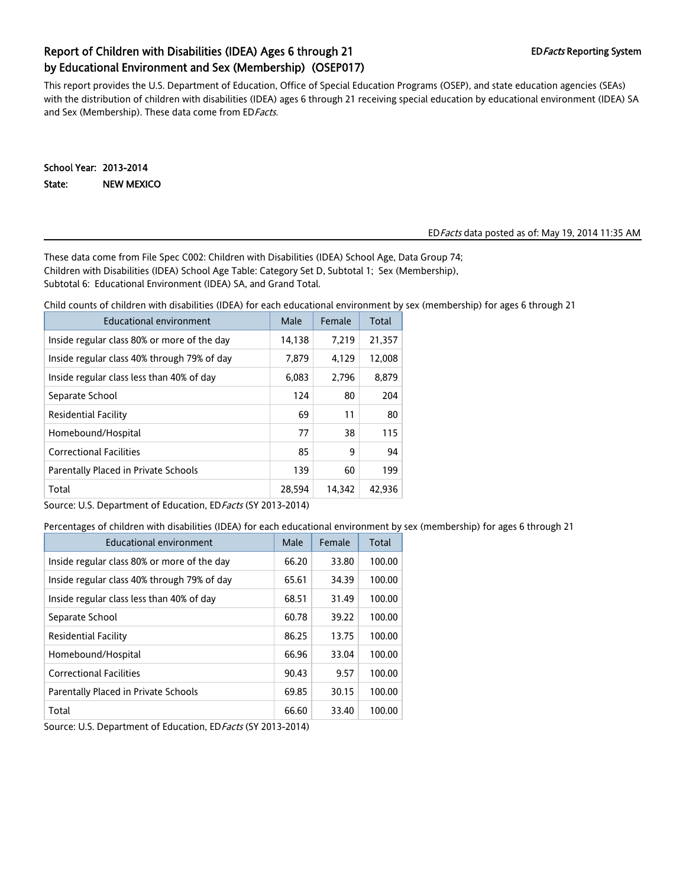## Report of Children with Disabilities (IDEA) Ages 6 through 21 by Educational Environment and Sex (Membership) (OSEP017)

ED*Facts* Reporting System

This report provides the U.S. Department of Education, Office of Special Education Programs (OSEP), and state education agencies (SEAs) with the distribution of children with disabilities (IDEA) ages 6 through 21 receiving special education by educational environment (IDEA) SA and Sex (Membership). These data come from ED*Facts.*

**School Year:** **2013-2014**

**State:** **NEW MEXICO**

ED*Facts* data posted as of: May 19, 2014 11:35 AM

These data come from File Spec C002: Children with Disabilities (IDEA) School Age, Data Group 74;
Children with Disabilities (IDEA) School Age Table: Category Set D, Subtotal 1; Sex (Membership),
Subtotal 6: Educational Environment (IDEA) SA, and Grand Total.

Child counts of children with disabilities (IDEA) for each educational environment by sex (membership) for ages 6 through 21

| Educational environment | Male | Female | Total |
|---|---|---|---|
| Inside regular class 80% or more of the day | 14,138 | 7,219 | 21,357 |
| Inside regular class 40% through 79% of day | 7,879 | 4,129 | 12,008 |
| Inside regular class less than 40% of day | 6,083 | 2,796 | 8,879 |
| Separate School | 124 | 80 | 204 |
| Residential Facility | 69 | 11 | 80 |
| Homebound/Hospital | 77 | 38 | 115 |
| Correctional Facilities | 85 | 9 | 94 |
| Parentally Placed in Private Schools | 139 | 60 | 199 |
| Total | 28,594 | 14,342 | 42,936 |

Source: U.S. Department of Education, ED*Facts* (SY 2013-2014)

Percentages of children with disabilities (IDEA) for each educational environment by sex (membership) for ages 6 through 21

| Educational environment | Male | Female | Total |
|---|---|---|---|
| Inside regular class 80% or more of the day | 66.20 | 33.80 | 100.00 |
| Inside regular class 40% through 79% of day | 65.61 | 34.39 | 100.00 |
| Inside regular class less than 40% of day | 68.51 | 31.49 | 100.00 |
| Separate School | 60.78 | 39.22 | 100.00 |
| Residential Facility | 86.25 | 13.75 | 100.00 |
| Homebound/Hospital | 66.96 | 33.04 | 100.00 |
| Correctional Facilities | 90.43 | 9.57 | 100.00 |
| Parentally Placed in Private Schools | 69.85 | 30.15 | 100.00 |
| Total | 66.60 | 33.40 | 100.00 |

Source: U.S. Department of Education, ED*Facts* (SY 2013-2014)